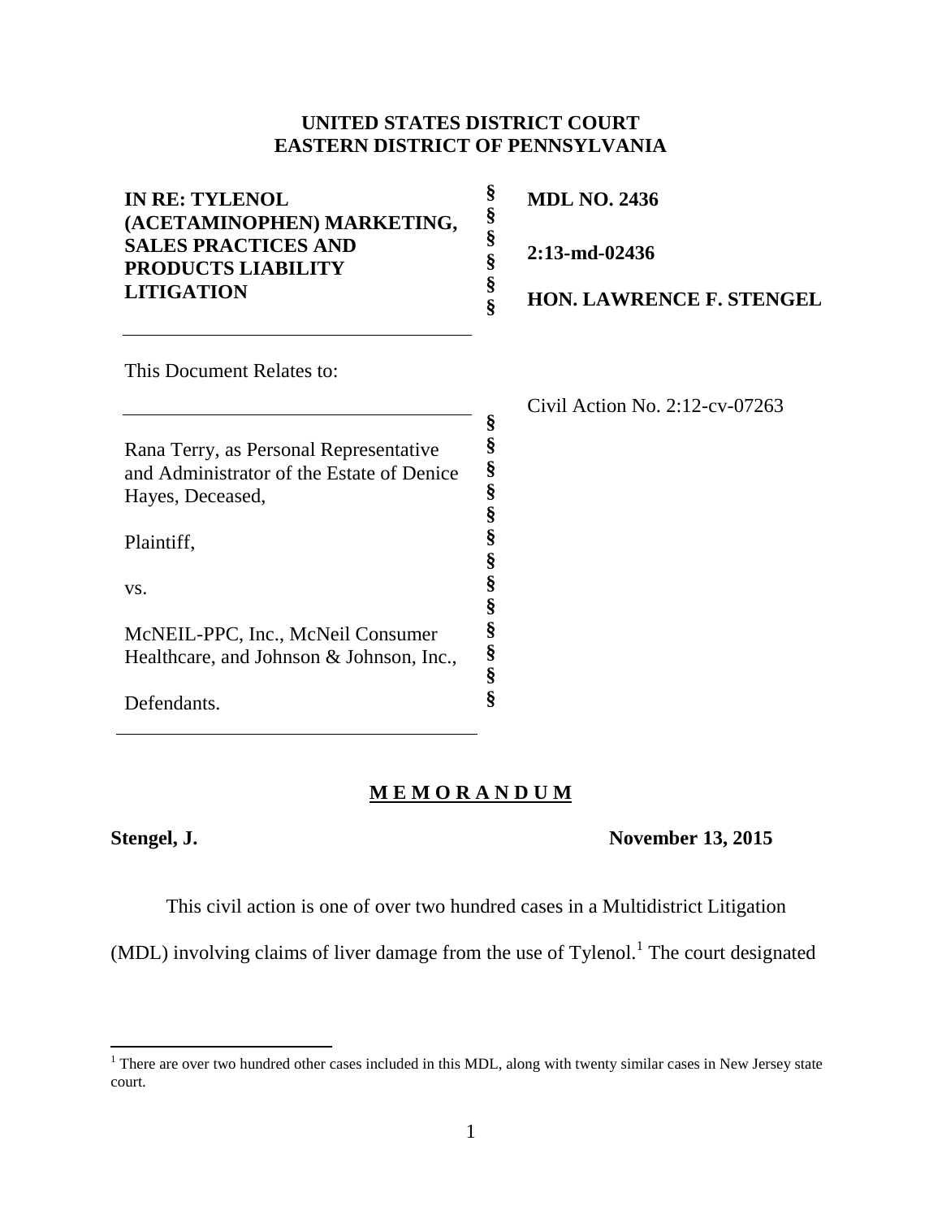**UNITED STATES DISTRICT COURT**
**EASTERN DISTRICT OF PENNSYLVANIA**

| | | |
|---|---|---|
| **IN RE: TYLENOL (ACETAMINOPHEN) MARKETING, SALES PRACTICES AND PRODUCTS LIABILITY LITIGATION** | § § § § § § | **MDL NO. 2436** **2:13-md-02436** **HON. LAWRENCE F. STENGEL** |

This Document Relates to:

Civil Action No. 2:12-cv-07263

Rana Terry, as Personal Representative and Administrator of the Estate of Denice Hayes, Deceased,

Plaintiff,

vs.

McNEIL-PPC, Inc., McNeil Consumer Healthcare, and Johnson & Johnson, Inc.,

Defendants.

## M E M O R A N D U M

**Stengel, J.** **November 13, 2015**

This civil action is one of over two hundred cases in a Multidistrict Litigation (MDL) involving claims of liver damage from the use of Tylenol.[1] The court designated

[1] There are over two hundred other cases included in this MDL, along with twenty similar cases in New Jersey state court.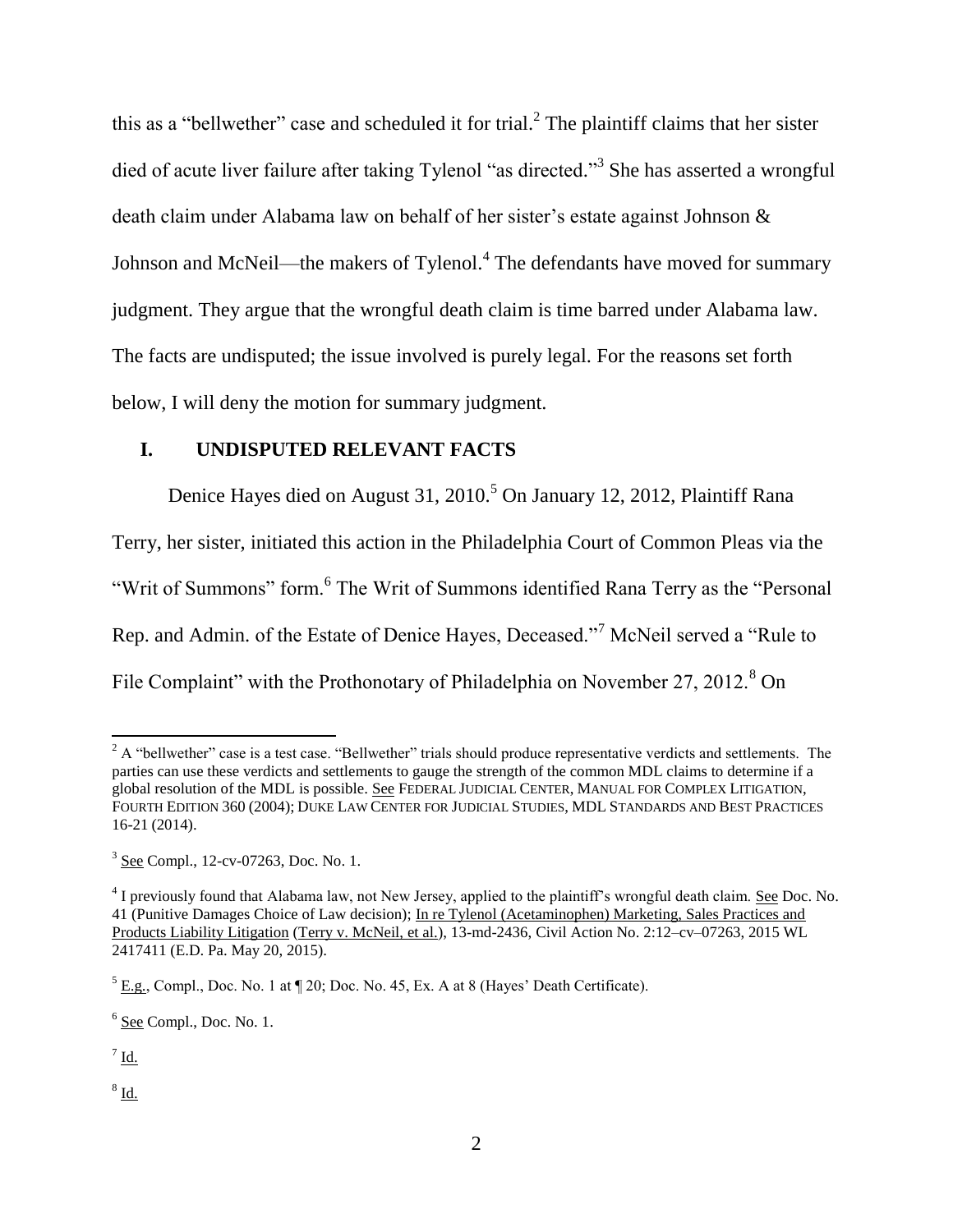this as a "bellwether" case and scheduled it for trial.[2] The plaintiff claims that her sister died of acute liver failure after taking Tylenol "as directed."[3] She has asserted a wrongful death claim under Alabama law on behalf of her sister's estate against Johnson & Johnson and McNeil—the makers of Tylenol.[4] The defendants have moved for summary judgment. They argue that the wrongful death claim is time barred under Alabama law. The facts are undisputed; the issue involved is purely legal. For the reasons set forth below, I will deny the motion for summary judgment.

## I. UNDISPUTED RELEVANT FACTS

Denice Hayes died on August 31, 2010.[5] On January 12, 2012, Plaintiff Rana Terry, her sister, initiated this action in the Philadelphia Court of Common Pleas via the "Writ of Summons" form.[6] The Writ of Summons identified Rana Terry as the "Personal Rep. and Admin. of the Estate of Denice Hayes, Deceased."[7] McNeil served a "Rule to File Complaint" with the Prothonotary of Philadelphia on November 27, 2012.[8] On

---

[2] A "bellwether" case is a test case. "Bellwether" trials should produce representative verdicts and settlements. The parties can use these verdicts and settlements to gauge the strength of the common MDL claims to determine if a global resolution of the MDL is possible. See FEDERAL JUDICIAL CENTER, MANUAL FOR COMPLEX LITIGATION, FOURTH EDITION 360 (2004); DUKE LAW CENTER FOR JUDICIAL STUDIES, MDL STANDARDS AND BEST PRACTICES 16-21 (2014).

[3] See Compl., 12-cv-07263, Doc. No. 1.

[4] I previously found that Alabama law, not New Jersey, applied to the plaintiff's wrongful death claim. See Doc. No. 41 (Punitive Damages Choice of Law decision); In re Tylenol (Acetaminophen) Marketing, Sales Practices and Products Liability Litigation (Terry v. McNeil, et al.), 13-md-2436, Civil Action No. 2:12–cv–07263, 2015 WL 2417411 (E.D. Pa. May 20, 2015).

[5] E.g., Compl., Doc. No. 1 at ¶ 20; Doc. No. 45, Ex. A at 8 (Hayes' Death Certificate).

[6] See Compl., Doc. No. 1.

[7] Id.

[8] Id.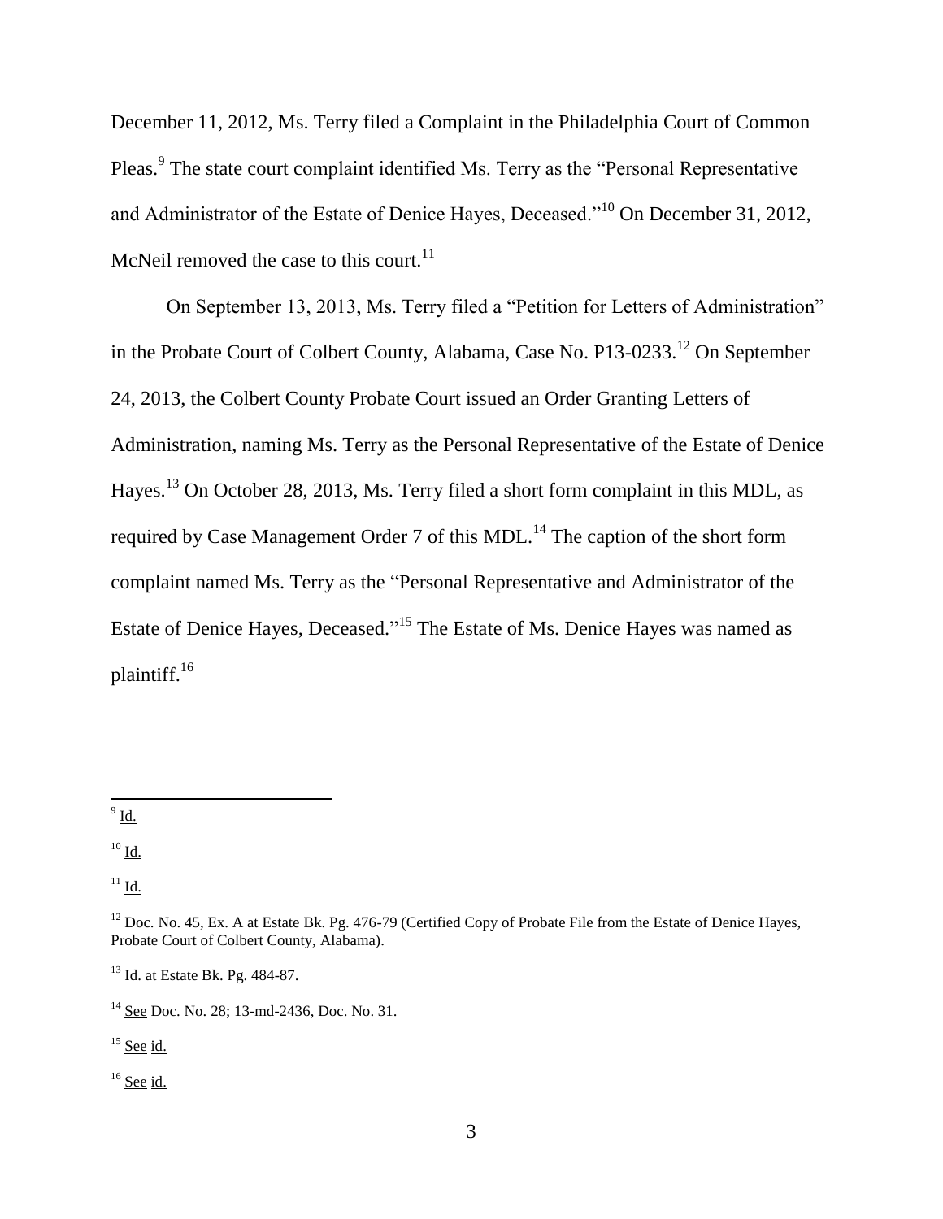December 11, 2012, Ms. Terry filed a Complaint in the Philadelphia Court of Common Pleas.[9] The state court complaint identified Ms. Terry as the "Personal Representative and Administrator of the Estate of Denice Hayes, Deceased."[10] On December 31, 2012, McNeil removed the case to this court.[11]

On September 13, 2013, Ms. Terry filed a "Petition for Letters of Administration" in the Probate Court of Colbert County, Alabama, Case No. P13-0233.[12] On September 24, 2013, the Colbert County Probate Court issued an Order Granting Letters of Administration, naming Ms. Terry as the Personal Representative of the Estate of Denice Hayes.[13] On October 28, 2013, Ms. Terry filed a short form complaint in this MDL, as required by Case Management Order 7 of this MDL.[14] The caption of the short form complaint named Ms. Terry as the "Personal Representative and Administrator of the Estate of Denice Hayes, Deceased."[15] The Estate of Ms. Denice Hayes was named as plaintiff.[16]

---

[9] Id.

[10] Id.

[11] Id.

[12] Doc. No. 45, Ex. A at Estate Bk. Pg. 476-79 (Certified Copy of Probate File from the Estate of Denice Hayes, Probate Court of Colbert County, Alabama).

[13] Id. at Estate Bk. Pg. 484-87.

[14] See Doc. No. 28; 13-md-2436, Doc. No. 31.

[15] See id.

[16] See id.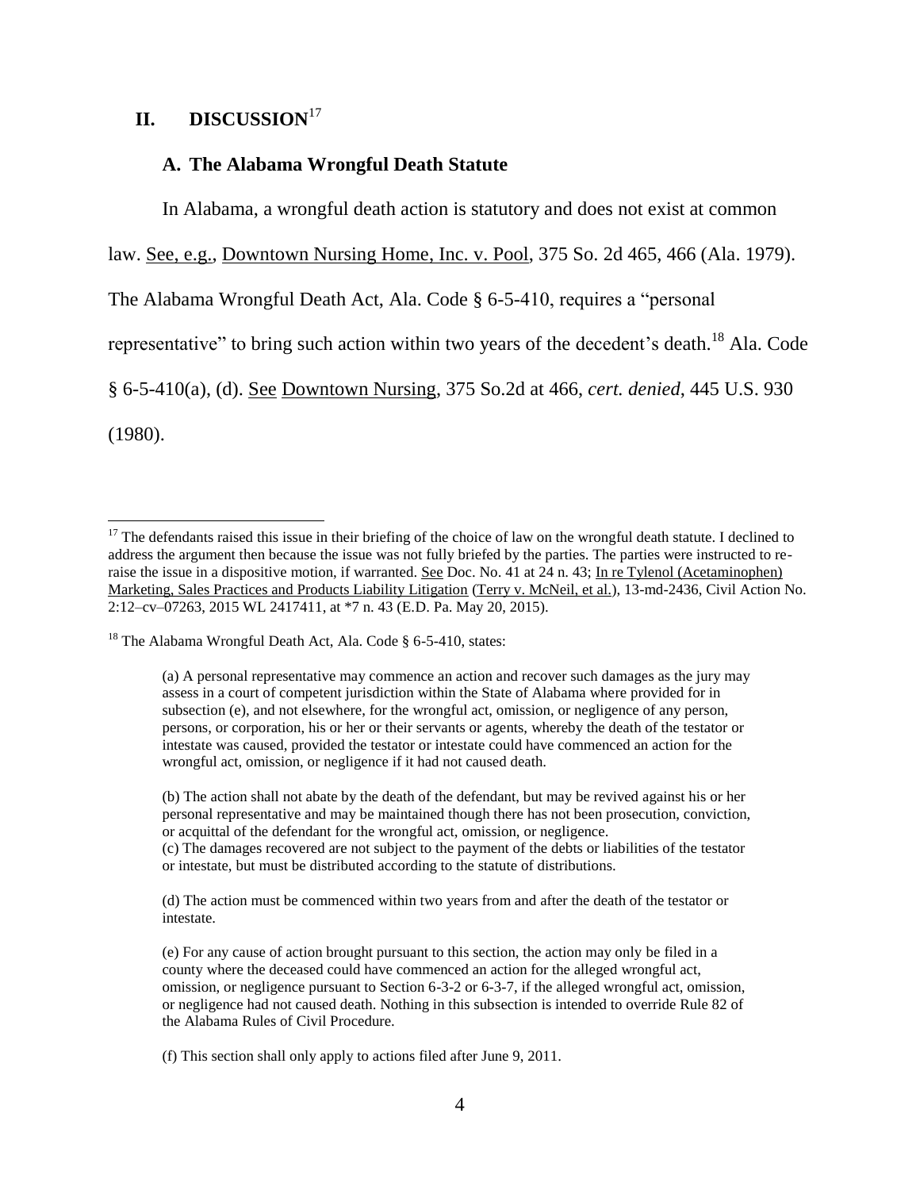## II. DISCUSSION[17]

### A. The Alabama Wrongful Death Statute

In Alabama, a wrongful death action is statutory and does not exist at common law. See, e.g., Downtown Nursing Home, Inc. v. Pool, 375 So. 2d 465, 466 (Ala. 1979). The Alabama Wrongful Death Act, Ala. Code § 6-5-410, requires a "personal representative" to bring such action within two years of the decedent's death.[18] Ala. Code § 6-5-410(a), (d). See Downtown Nursing, 375 So.2d at 466, *cert. denied*, 445 U.S. 930 (1980).

---

[17] The defendants raised this issue in their briefing of the choice of law on the wrongful death statute. I declined to address the argument then because the issue was not fully briefed by the parties. The parties were instructed to re-raise the issue in a dispositive motion, if warranted. See Doc. No. 41 at 24 n. 43; In re Tylenol (Acetaminophen) Marketing, Sales Practices and Products Liability Litigation (Terry v. McNeil, et al.), 13-md-2436, Civil Action No. 2:12–cv–07263, 2015 WL 2417411, at *7 n. 43 (E.D. Pa. May 20, 2015).

[18] The Alabama Wrongful Death Act, Ala. Code § 6-5-410, states:

> (a) A personal representative may commence an action and recover such damages as the jury may assess in a court of competent jurisdiction within the State of Alabama where provided for in subsection (e), and not elsewhere, for the wrongful act, omission, or negligence of any person, persons, or corporation, his or her or their servants or agents, whereby the death of the testator or intestate was caused, provided the testator or intestate could have commenced an action for the wrongful act, omission, or negligence if it had not caused death.
>
> (b) The action shall not abate by the death of the defendant, but may be revived against his or her personal representative and may be maintained though there has not been prosecution, conviction, or acquittal of the defendant for the wrongful act, omission, or negligence.
> (c) The damages recovered are not subject to the payment of the debts or liabilities of the testator or intestate, but must be distributed according to the statute of distributions.
>
> (d) The action must be commenced within two years from and after the death of the testator or intestate.
>
> (e) For any cause of action brought pursuant to this section, the action may only be filed in a county where the deceased could have commenced an action for the alleged wrongful act, omission, or negligence pursuant to Section 6-3-2 or 6-3-7, if the alleged wrongful act, omission, or negligence had not caused death. Nothing in this subsection is intended to override Rule 82 of the Alabama Rules of Civil Procedure.
>
> (f) This section shall only apply to actions filed after June 9, 2011.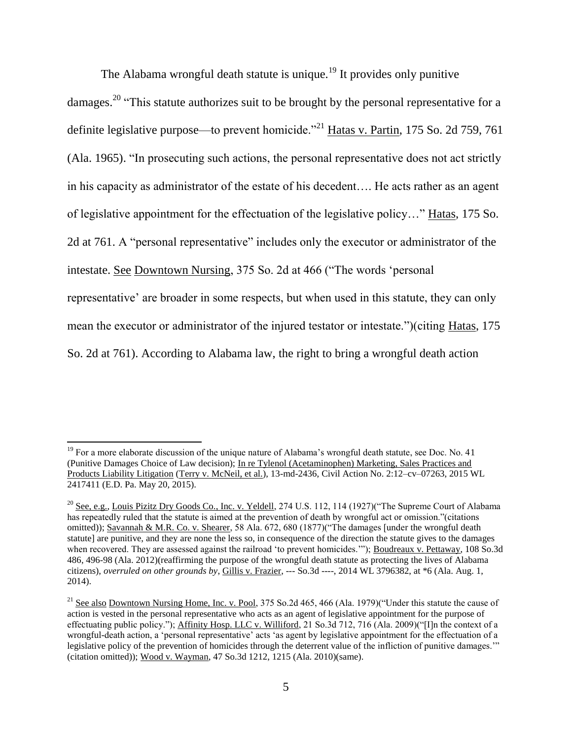The Alabama wrongful death statute is unique.[19] It provides only punitive damages.[20] "This statute authorizes suit to be brought by the personal representative for a definite legislative purpose—to prevent homicide."[21] Hatas v. Partin, 175 So. 2d 759, 761 (Ala. 1965). "In prosecuting such actions, the personal representative does not act strictly in his capacity as administrator of the estate of his decedent…. He acts rather as an agent of legislative appointment for the effectuation of the legislative policy…" Hatas, 175 So. 2d at 761. A "personal representative" includes only the executor or administrator of the intestate. See Downtown Nursing, 375 So. 2d at 466 ("The words 'personal representative' are broader in some respects, but when used in this statute, they can only mean the executor or administrator of the injured testator or intestate.")(citing Hatas, 175 So. 2d at 761). According to Alabama law, the right to bring a wrongful death action

---

[19] For a more elaborate discussion of the unique nature of Alabama's wrongful death statute, see Doc. No. 41 (Punitive Damages Choice of Law decision); In re Tylenol (Acetaminophen) Marketing, Sales Practices and Products Liability Litigation (Terry v. McNeil, et al.), 13-md-2436, Civil Action No. 2:12–cv–07263, 2015 WL 2417411 (E.D. Pa. May 20, 2015).

[20] See, e.g., Louis Pizitz Dry Goods Co., Inc. v. Yeldell, 274 U.S. 112, 114 (1927)("The Supreme Court of Alabama has repeatedly ruled that the statute is aimed at the prevention of death by wrongful act or omission."(citations omitted)); Savannah & M.R. Co. v. Shearer, 58 Ala. 672, 680 (1877)("The damages [under the wrongful death statute] are punitive, and they are none the less so, in consequence of the direction the statute gives to the damages when recovered. They are assessed against the railroad 'to prevent homicides.'"); Boudreaux v. Pettaway, 108 So.3d 486, 496-98 (Ala. 2012)(reaffirming the purpose of the wrongful death statute as protecting the lives of Alabama citizens), *overruled on other grounds by*, Gillis v. Frazier, --- So.3d ----, 2014 WL 3796382, at *6 (Ala. Aug. 1, 2014).

[21] See also Downtown Nursing Home, Inc. v. Pool, 375 So.2d 465, 466 (Ala. 1979)("Under this statute the cause of action is vested in the personal representative who acts as an agent of legislative appointment for the purpose of effectuating public policy."); Affinity Hosp. LLC v. Williford, 21 So.3d 712, 716 (Ala. 2009)("[I]n the context of a wrongful-death action, a 'personal representative' acts 'as agent by legislative appointment for the effectuation of a legislative policy of the prevention of homicides through the deterrent value of the infliction of punitive damages.'" (citation omitted)); Wood v. Wayman, 47 So.3d 1212, 1215 (Ala. 2010)(same).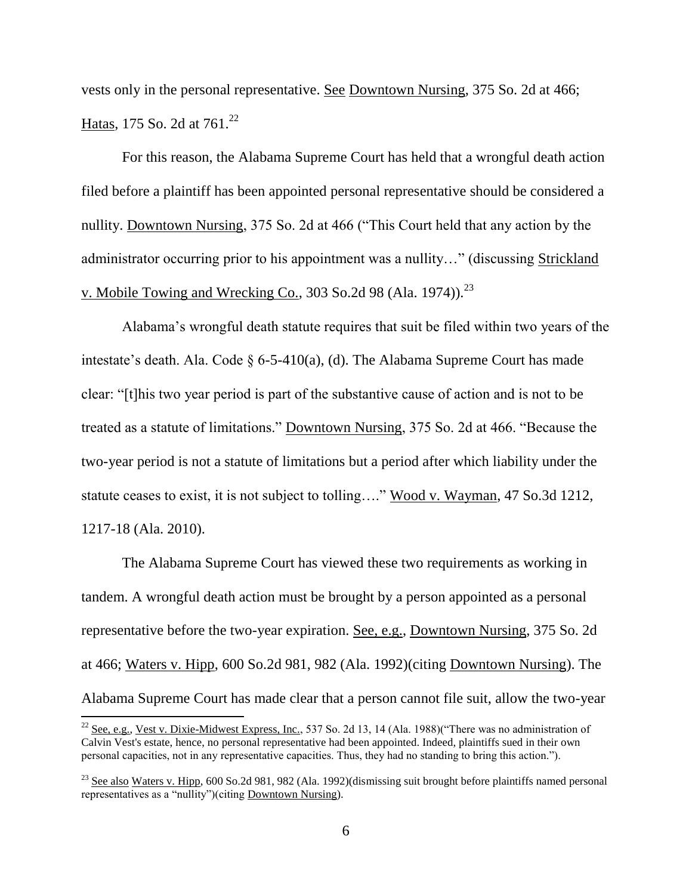vests only in the personal representative. See Downtown Nursing, 375 So. 2d at 466; Hatas, 175 So. 2d at 761.[22]

For this reason, the Alabama Supreme Court has held that a wrongful death action filed before a plaintiff has been appointed personal representative should be considered a nullity. Downtown Nursing, 375 So. 2d at 466 ("This Court held that any action by the administrator occurring prior to his appointment was a nullity…" (discussing Strickland v. Mobile Towing and Wrecking Co., 303 So.2d 98 (Ala. 1974)).[23]

Alabama's wrongful death statute requires that suit be filed within two years of the intestate's death. Ala. Code § 6-5-410(a), (d). The Alabama Supreme Court has made clear: "[t]his two year period is part of the substantive cause of action and is not to be treated as a statute of limitations." Downtown Nursing, 375 So. 2d at 466. "Because the two-year period is not a statute of limitations but a period after which liability under the statute ceases to exist, it is not subject to tolling…." Wood v. Wayman, 47 So.3d 1212, 1217-18 (Ala. 2010).

The Alabama Supreme Court has viewed these two requirements as working in tandem. A wrongful death action must be brought by a person appointed as a personal representative before the two-year expiration. See, e.g., Downtown Nursing, 375 So. 2d at 466; Waters v. Hipp, 600 So.2d 981, 982 (Ala. 1992)(citing Downtown Nursing). The Alabama Supreme Court has made clear that a person cannot file suit, allow the two-year

---

[22] See, e.g., Vest v. Dixie-Midwest Express, Inc., 537 So. 2d 13, 14 (Ala. 1988)("There was no administration of Calvin Vest's estate, hence, no personal representative had been appointed. Indeed, plaintiffs sued in their own personal capacities, not in any representative capacities. Thus, they had no standing to bring this action.").

[23] See also Waters v. Hipp, 600 So.2d 981, 982 (Ala. 1992)(dismissing suit brought before plaintiffs named personal representatives as a "nullity")(citing Downtown Nursing).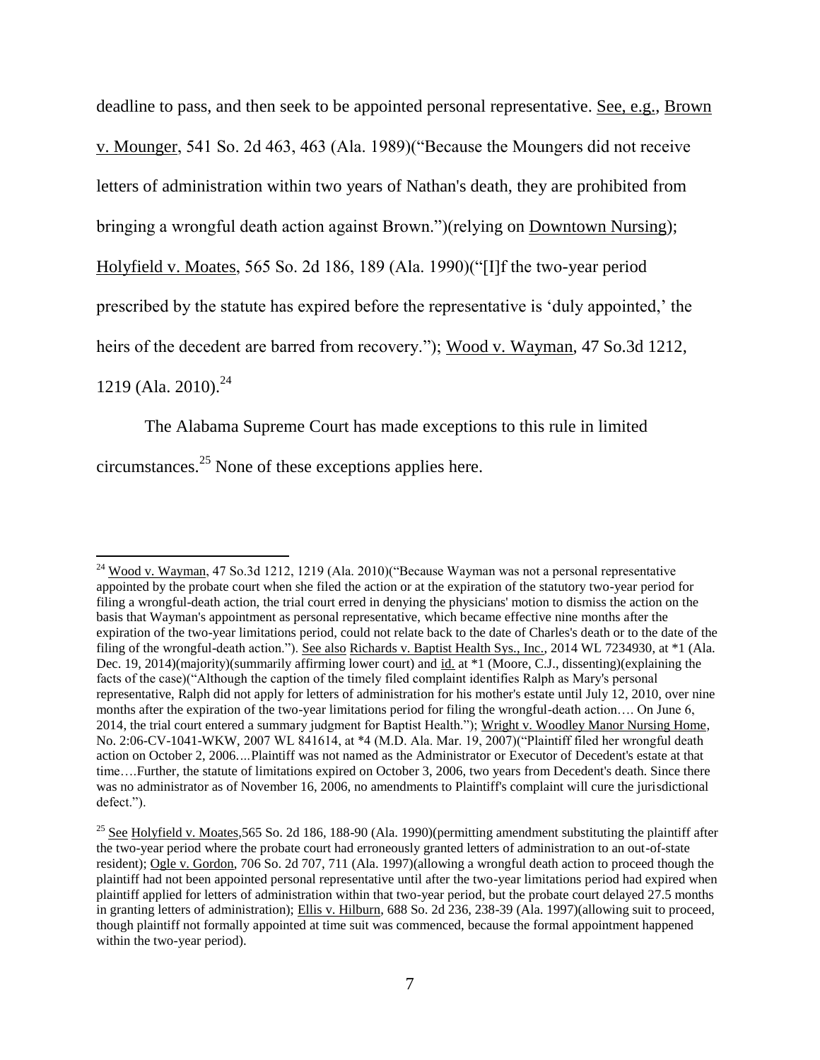deadline to pass, and then seek to be appointed personal representative. See, e.g., Brown v. Mounger, 541 So. 2d 463, 463 (Ala. 1989)("Because the Moungers did not receive letters of administration within two years of Nathan's death, they are prohibited from bringing a wrongful death action against Brown.")(relying on Downtown Nursing); Holyfield v. Moates, 565 So. 2d 186, 189 (Ala. 1990)("[I]f the two-year period prescribed by the statute has expired before the representative is 'duly appointed,' the heirs of the decedent are barred from recovery."); Wood v. Wayman, 47 So.3d 1212, 1219 (Ala. 2010).[24]

The Alabama Supreme Court has made exceptions to this rule in limited circumstances.[25] None of these exceptions applies here.

---

[24] Wood v. Wayman, 47 So.3d 1212, 1219 (Ala. 2010)("Because Wayman was not a personal representative appointed by the probate court when she filed the action or at the expiration of the statutory two-year period for filing a wrongful-death action, the trial court erred in denying the physicians' motion to dismiss the action on the basis that Wayman's appointment as personal representative, which became effective nine months after the expiration of the two-year limitations period, could not relate back to the date of Charles's death or to the date of the filing of the wrongful-death action."). See also Richards v. Baptist Health Sys., Inc., 2014 WL 7234930, at *1 (Ala. Dec. 19, 2014)(majority)(summarily affirming lower court) and id. at *1 (Moore, C.J., dissenting)(explaining the facts of the case)("Although the caption of the timely filed complaint identifies Ralph as Mary's personal representative, Ralph did not apply for letters of administration for his mother's estate until July 12, 2010, over nine months after the expiration of the two-year limitations period for filing the wrongful-death action…. On June 6, 2014, the trial court entered a summary judgment for Baptist Health."); Wright v. Woodley Manor Nursing Home, No. 2:06-CV-1041-WKW, 2007 WL 841614, at *4 (M.D. Ala. Mar. 19, 2007)("Plaintiff filed her wrongful death action on October 2, 2006....Plaintiff was not named as the Administrator or Executor of Decedent's estate at that time….Further, the statute of limitations expired on October 3, 2006, two years from Decedent's death. Since there was no administrator as of November 16, 2006, no amendments to Plaintiff's complaint will cure the jurisdictional defect.").

[25] See Holyfield v. Moates,565 So. 2d 186, 188-90 (Ala. 1990)(permitting amendment substituting the plaintiff after the two-year period where the probate court had erroneously granted letters of administration to an out-of-state resident); Ogle v. Gordon, 706 So. 2d 707, 711 (Ala. 1997)(allowing a wrongful death action to proceed though the plaintiff had not been appointed personal representative until after the two-year limitations period had expired when plaintiff applied for letters of administration within that two-year period, but the probate court delayed 27.5 months in granting letters of administration); Ellis v. Hilburn, 688 So. 2d 236, 238-39 (Ala. 1997)(allowing suit to proceed, though plaintiff not formally appointed at time suit was commenced, because the formal appointment happened within the two-year period).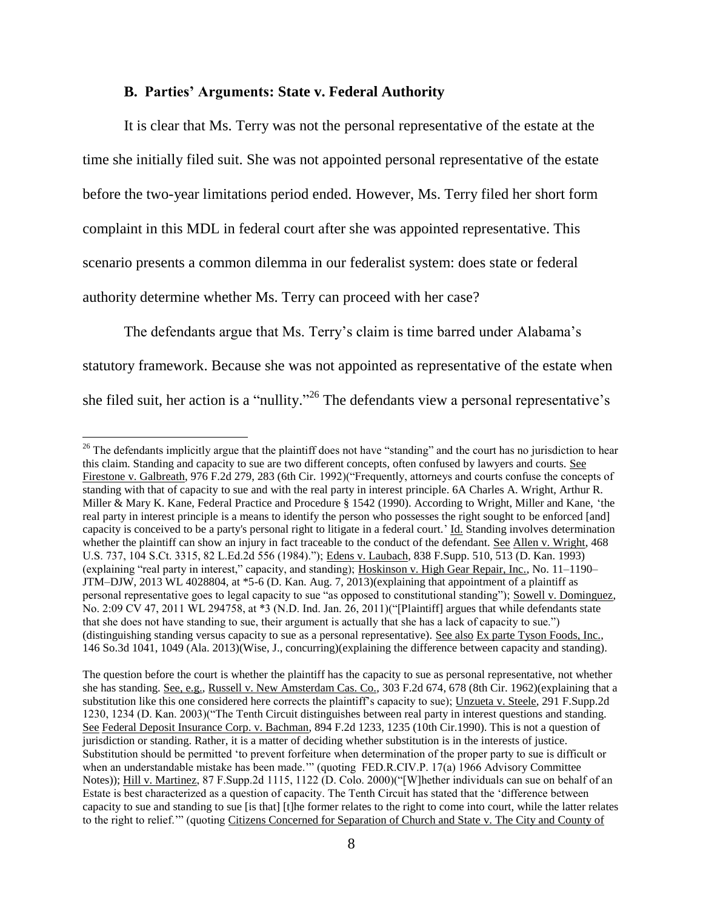### B. Parties' Arguments: State v. Federal Authority

It is clear that Ms. Terry was not the personal representative of the estate at the time she initially filed suit. She was not appointed personal representative of the estate before the two-year limitations period ended. However, Ms. Terry filed her short form complaint in this MDL in federal court after she was appointed representative. This scenario presents a common dilemma in our federalist system: does state or federal authority determine whether Ms. Terry can proceed with her case?

The defendants argue that Ms. Terry's claim is time barred under Alabama's statutory framework. Because she was not appointed as representative of the estate when she filed suit, her action is a "nullity."[26] The defendants view a personal representative's

---

[26] The defendants implicitly argue that the plaintiff does not have "standing" and the court has no jurisdiction to hear this claim. Standing and capacity to sue are two different concepts, often confused by lawyers and courts. See Firestone v. Galbreath, 976 F.2d 279, 283 (6th Cir. 1992)("Frequently, attorneys and courts confuse the concepts of standing with that of capacity to sue and with the real party in interest principle. 6A Charles A. Wright, Arthur R. Miller & Mary K. Kane, Federal Practice and Procedure § 1542 (1990). According to Wright, Miller and Kane, 'the real party in interest principle is a means to identify the person who possesses the right sought to be enforced [and] capacity is conceived to be a party's personal right to litigate in a federal court.' Id. Standing involves determination whether the plaintiff can show an injury in fact traceable to the conduct of the defendant. See Allen v. Wright, 468 U.S. 737, 104 S.Ct. 3315, 82 L.Ed.2d 556 (1984)."); Edens v. Laubach, 838 F.Supp. 510, 513 (D. Kan. 1993) (explaining "real party in interest," capacity, and standing); Hoskinson v. High Gear Repair, Inc., No. 11–1190–JTM–DJW, 2013 WL 4028804, at *5-6 (D. Kan. Aug. 7, 2013)(explaining that appointment of a plaintiff as personal representative goes to legal capacity to sue "as opposed to constitutional standing"); Sowell v. Dominguez, No. 2:09 CV 47, 2011 WL 294758, at *3 (N.D. Ind. Jan. 26, 2011)("[Plaintiff] argues that while defendants state that she does not have standing to sue, their argument is actually that she has a lack of capacity to sue.") (distinguishing standing versus capacity to sue as a personal representative). See also Ex parte Tyson Foods, Inc., 146 So.3d 1041, 1049 (Ala. 2013)(Wise, J., concurring)(explaining the difference between capacity and standing).

The question before the court is whether the plaintiff has the capacity to sue as personal representative, not whether she has standing. See, e.g., Russell v. New Amsterdam Cas. Co., 303 F.2d 674, 678 (8th Cir. 1962)(explaining that a substitution like this one considered here corrects the plaintiff's capacity to sue); Unzueta v. Steele, 291 F.Supp.2d 1230, 1234 (D. Kan. 2003)("The Tenth Circuit distinguishes between real party in interest questions and standing. See Federal Deposit Insurance Corp. v. Bachman, 894 F.2d 1233, 1235 (10th Cir.1990). This is not a question of jurisdiction or standing. Rather, it is a matter of deciding whether substitution is in the interests of justice. Substitution should be permitted 'to prevent forfeiture when determination of the proper party to sue is difficult or when an understandable mistake has been made.'" (quoting FED.R.CIV.P. 17(a) 1966 Advisory Committee Notes)); Hill v. Martinez, 87 F.Supp.2d 1115, 1122 (D. Colo. 2000)("[W]hether individuals can sue on behalf of an Estate is best characterized as a question of capacity. The Tenth Circuit has stated that the 'difference between capacity to sue and standing to sue [is that] [t]he former relates to the right to come into court, while the latter relates to the right to relief.'" (quoting Citizens Concerned for Separation of Church and State v. The City and County of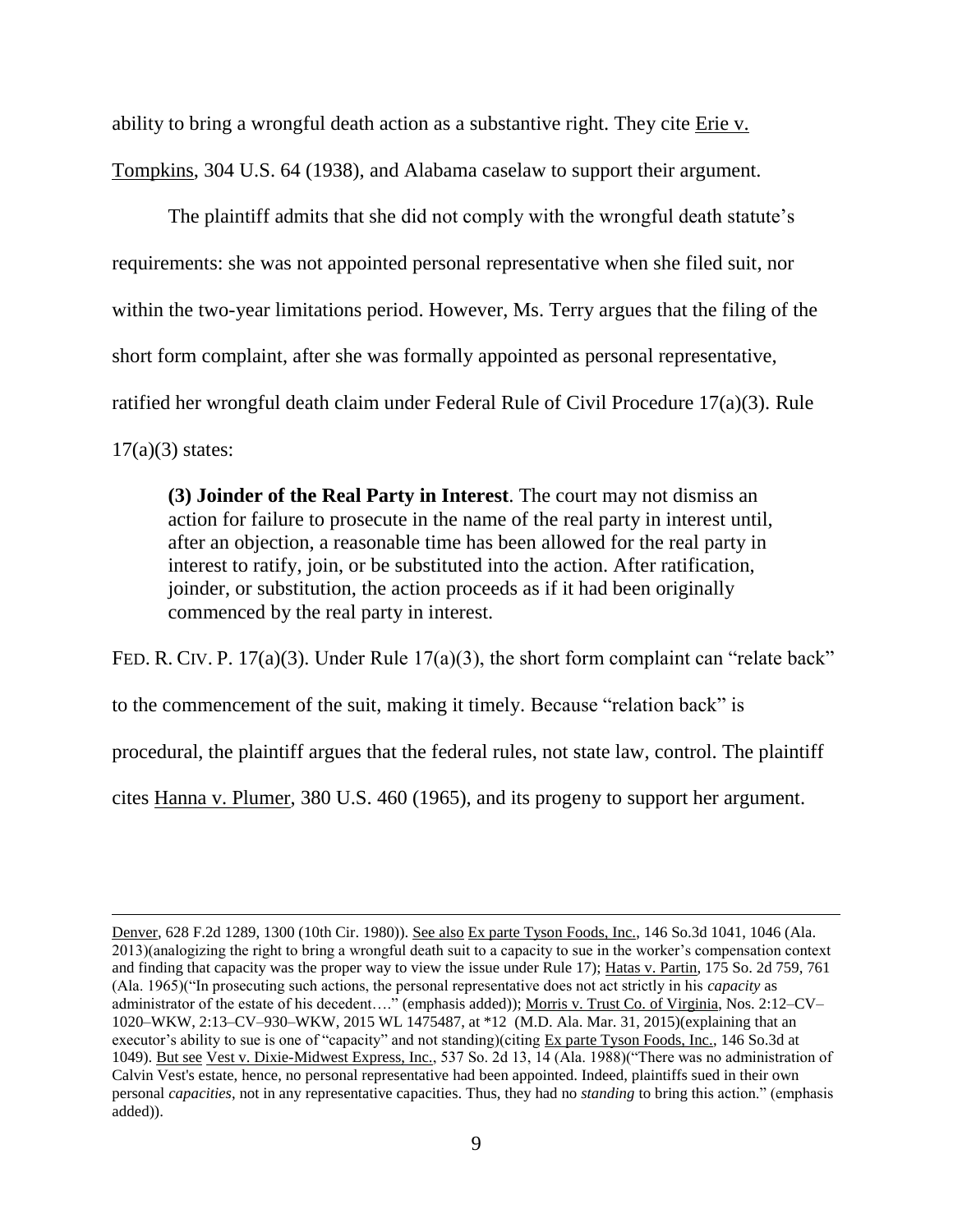ability to bring a wrongful death action as a substantive right. They cite Erie v. Tompkins, 304 U.S. 64 (1938), and Alabama caselaw to support their argument.

The plaintiff admits that she did not comply with the wrongful death statute's requirements: she was not appointed personal representative when she filed suit, nor within the two-year limitations period. However, Ms. Terry argues that the filing of the short form complaint, after she was formally appointed as personal representative, ratified her wrongful death claim under Federal Rule of Civil Procedure 17(a)(3). Rule 17(a)(3) states:

> **(3) Joinder of the Real Party in Interest**. The court may not dismiss an action for failure to prosecute in the name of the real party in interest until, after an objection, a reasonable time has been allowed for the real party in interest to ratify, join, or be substituted into the action. After ratification, joinder, or substitution, the action proceeds as if it had been originally commenced by the real party in interest.

FED. R. CIV. P. 17(a)(3). Under Rule 17(a)(3), the short form complaint can "relate back" to the commencement of the suit, making it timely. Because "relation back" is procedural, the plaintiff argues that the federal rules, not state law, control. The plaintiff cites Hanna v. Plumer, 380 U.S. 460 (1965), and its progeny to support her argument.

---

Denver, 628 F.2d 1289, 1300 (10th Cir. 1980)). See also Ex parte Tyson Foods, Inc., 146 So.3d 1041, 1046 (Ala. 2013)(analogizing the right to bring a wrongful death suit to a capacity to sue in the worker's compensation context and finding that capacity was the proper way to view the issue under Rule 17); Hatas v. Partin, 175 So. 2d 759, 761 (Ala. 1965)("In prosecuting such actions, the personal representative does not act strictly in his *capacity* as administrator of the estate of his decedent…." (emphasis added)); Morris v. Trust Co. of Virginia, Nos. 2:12–CV–1020–WKW, 2:13–CV–930–WKW, 2015 WL 1475487, at *12 (M.D. Ala. Mar. 31, 2015)(explaining that an executor's ability to sue is one of "capacity" and not standing)(citing Ex parte Tyson Foods, Inc., 146 So.3d at 1049). But see Vest v. Dixie-Midwest Express, Inc., 537 So. 2d 13, 14 (Ala. 1988)("There was no administration of Calvin Vest's estate, hence, no personal representative had been appointed. Indeed, plaintiffs sued in their own personal *capacities*, not in any representative capacities. Thus, they had no *standing* to bring this action." (emphasis added)).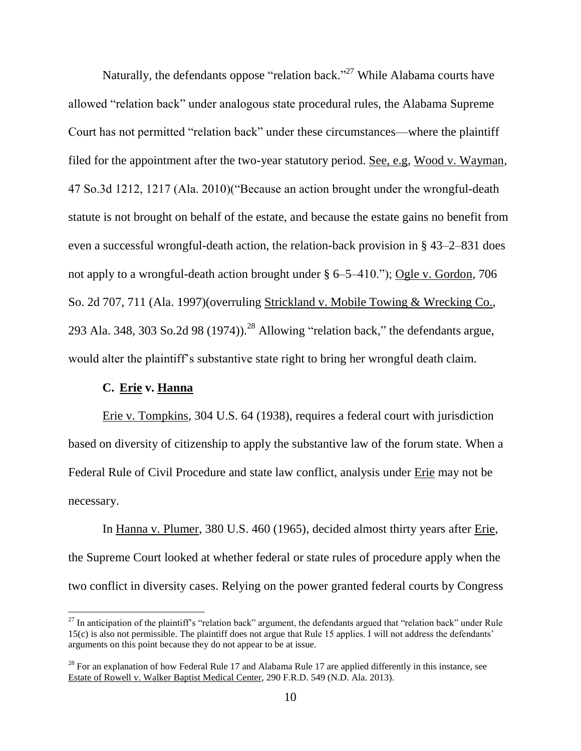Naturally, the defendants oppose "relation back."[27] While Alabama courts have allowed "relation back" under analogous state procedural rules, the Alabama Supreme Court has not permitted "relation back" under these circumstances—where the plaintiff filed for the appointment after the two-year statutory period. See, e.g, Wood v. Wayman, 47 So.3d 1212, 1217 (Ala. 2010)("Because an action brought under the wrongful-death statute is not brought on behalf of the estate, and because the estate gains no benefit from even a successful wrongful-death action, the relation-back provision in § 43–2–831 does not apply to a wrongful-death action brought under § 6–5–410."); Ogle v. Gordon, 706 So. 2d 707, 711 (Ala. 1997)(overruling Strickland v. Mobile Towing & Wrecking Co., 293 Ala. 348, 303 So.2d 98 (1974)).[28] Allowing "relation back," the defendants argue, would alter the plaintiff's substantive state right to bring her wrongful death claim.

### C. Erie v. Hanna

Erie v. Tompkins, 304 U.S. 64 (1938), requires a federal court with jurisdiction based on diversity of citizenship to apply the substantive law of the forum state. When a Federal Rule of Civil Procedure and state law conflict, analysis under Erie may not be necessary.

In Hanna v. Plumer, 380 U.S. 460 (1965), decided almost thirty years after Erie, the Supreme Court looked at whether federal or state rules of procedure apply when the two conflict in diversity cases. Relying on the power granted federal courts by Congress

---

[27] In anticipation of the plaintiff's "relation back" argument, the defendants argued that "relation back" under Rule 15(c) is also not permissible. The plaintiff does not argue that Rule 15 applies. I will not address the defendants' arguments on this point because they do not appear to be at issue.

[28] For an explanation of how Federal Rule 17 and Alabama Rule 17 are applied differently in this instance, see Estate of Rowell v. Walker Baptist Medical Center, 290 F.R.D. 549 (N.D. Ala. 2013).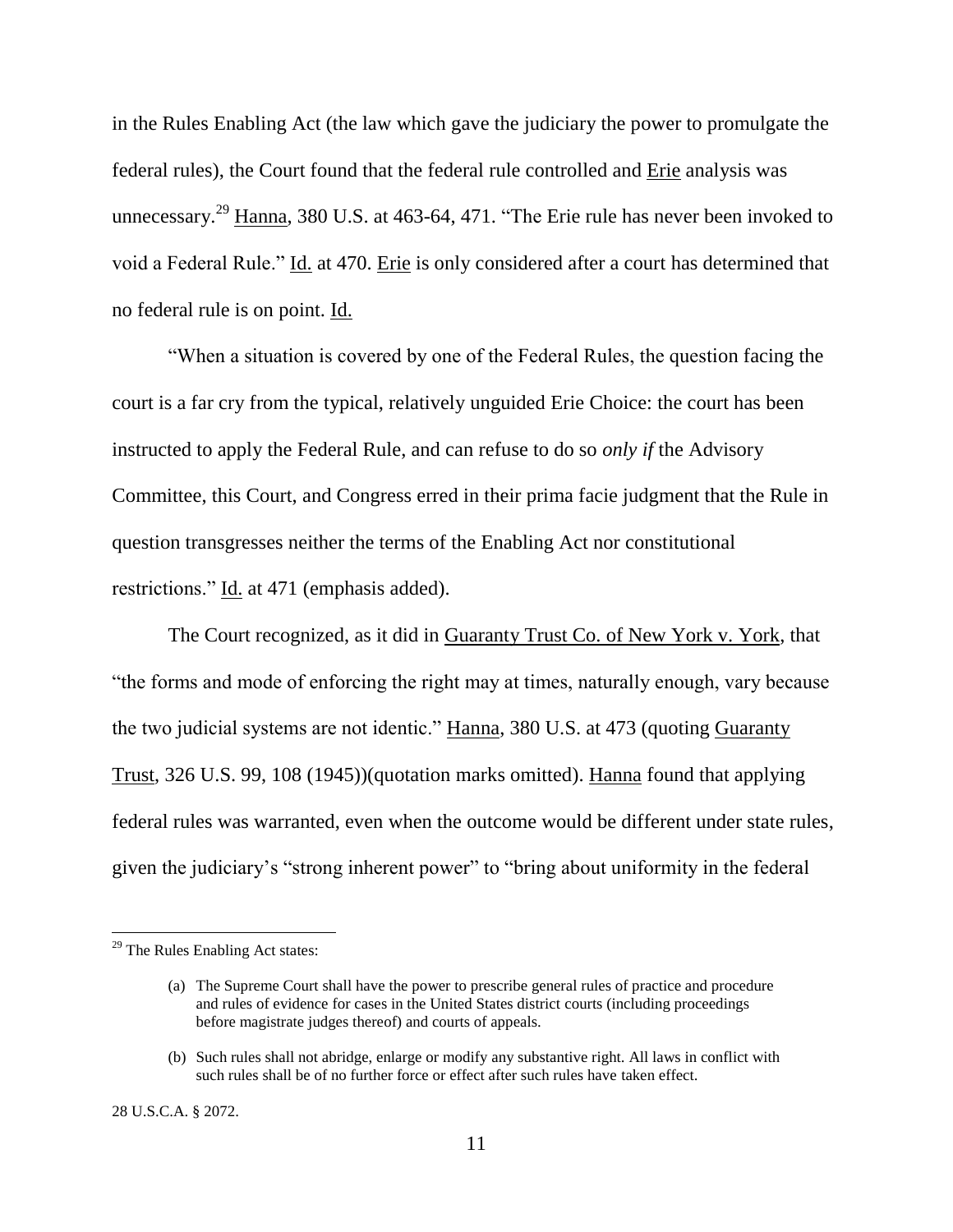in the Rules Enabling Act (the law which gave the judiciary the power to promulgate the federal rules), the Court found that the federal rule controlled and Erie analysis was unnecessary.[29] Hanna, 380 U.S. at 463-64, 471. "The Erie rule has never been invoked to void a Federal Rule." Id. at 470. Erie is only considered after a court has determined that no federal rule is on point. Id.

"When a situation is covered by one of the Federal Rules, the question facing the court is a far cry from the typical, relatively unguided Erie Choice: the court has been instructed to apply the Federal Rule, and can refuse to do so *only if* the Advisory Committee, this Court, and Congress erred in their prima facie judgment that the Rule in question transgresses neither the terms of the Enabling Act nor constitutional restrictions." Id. at 471 (emphasis added).

The Court recognized, as it did in Guaranty Trust Co. of New York v. York, that "the forms and mode of enforcing the right may at times, naturally enough, vary because the two judicial systems are not identic." Hanna, 380 U.S. at 473 (quoting Guaranty Trust, 326 U.S. 99, 108 (1945))(quotation marks omitted). Hanna found that applying federal rules was warranted, even when the outcome would be different under state rules, given the judiciary's "strong inherent power" to "bring about uniformity in the federal

---

[29] The Rules Enabling Act states:

> (a) The Supreme Court shall have the power to prescribe general rules of practice and procedure and rules of evidence for cases in the United States district courts (including proceedings before magistrate judges thereof) and courts of appeals.
>
> (b) Such rules shall not abridge, enlarge or modify any substantive right. All laws in conflict with such rules shall be of no further force or effect after such rules have taken effect.

28 U.S.C.A. § 2072.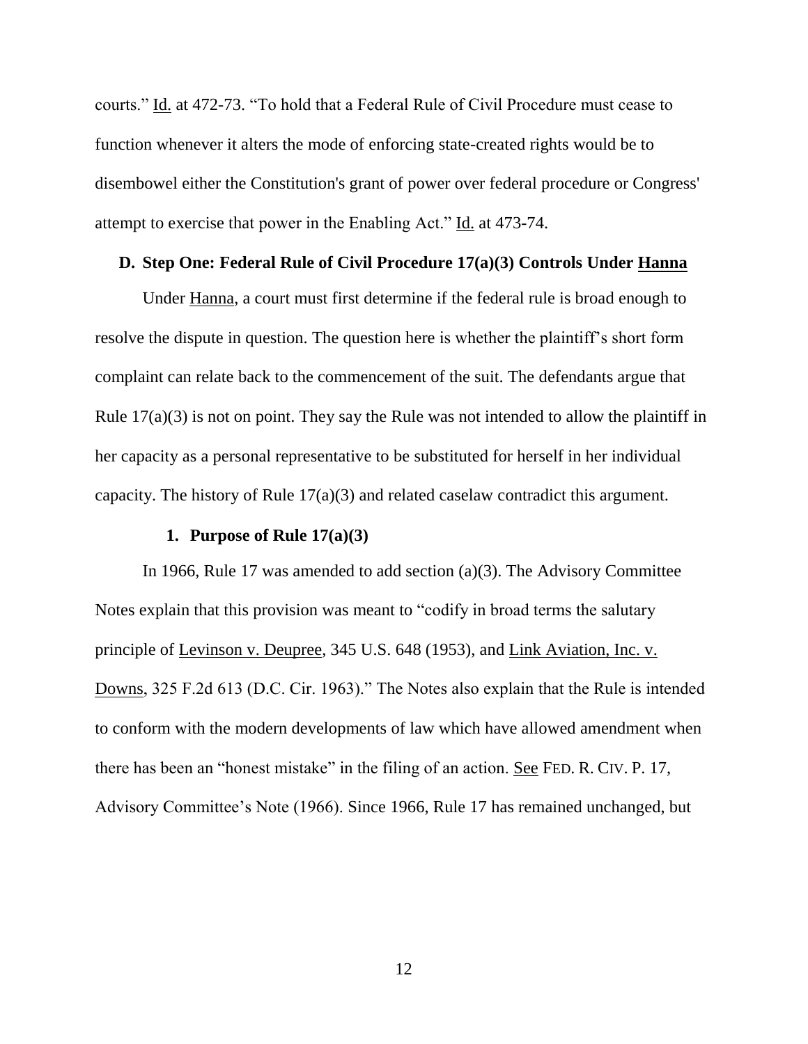courts." Id. at 472-73. "To hold that a Federal Rule of Civil Procedure must cease to function whenever it alters the mode of enforcing state-created rights would be to disembowel either the Constitution's grant of power over federal procedure or Congress' attempt to exercise that power in the Enabling Act." Id. at 473-74.

### D. Step One: Federal Rule of Civil Procedure 17(a)(3) Controls Under Hanna

Under Hanna, a court must first determine if the federal rule is broad enough to resolve the dispute in question. The question here is whether the plaintiff's short form complaint can relate back to the commencement of the suit. The defendants argue that Rule 17(a)(3) is not on point. They say the Rule was not intended to allow the plaintiff in her capacity as a personal representative to be substituted for herself in her individual capacity. The history of Rule 17(a)(3) and related caselaw contradict this argument.

#### 1. Purpose of Rule 17(a)(3)

In 1966, Rule 17 was amended to add section (a)(3). The Advisory Committee Notes explain that this provision was meant to "codify in broad terms the salutary principle of Levinson v. Deupree, 345 U.S. 648 (1953), and Link Aviation, Inc. v. Downs, 325 F.2d 613 (D.C. Cir. 1963)." The Notes also explain that the Rule is intended to conform with the modern developments of law which have allowed amendment when there has been an "honest mistake" in the filing of an action. See FED. R. CIV. P. 17, Advisory Committee's Note (1966). Since 1966, Rule 17 has remained unchanged, but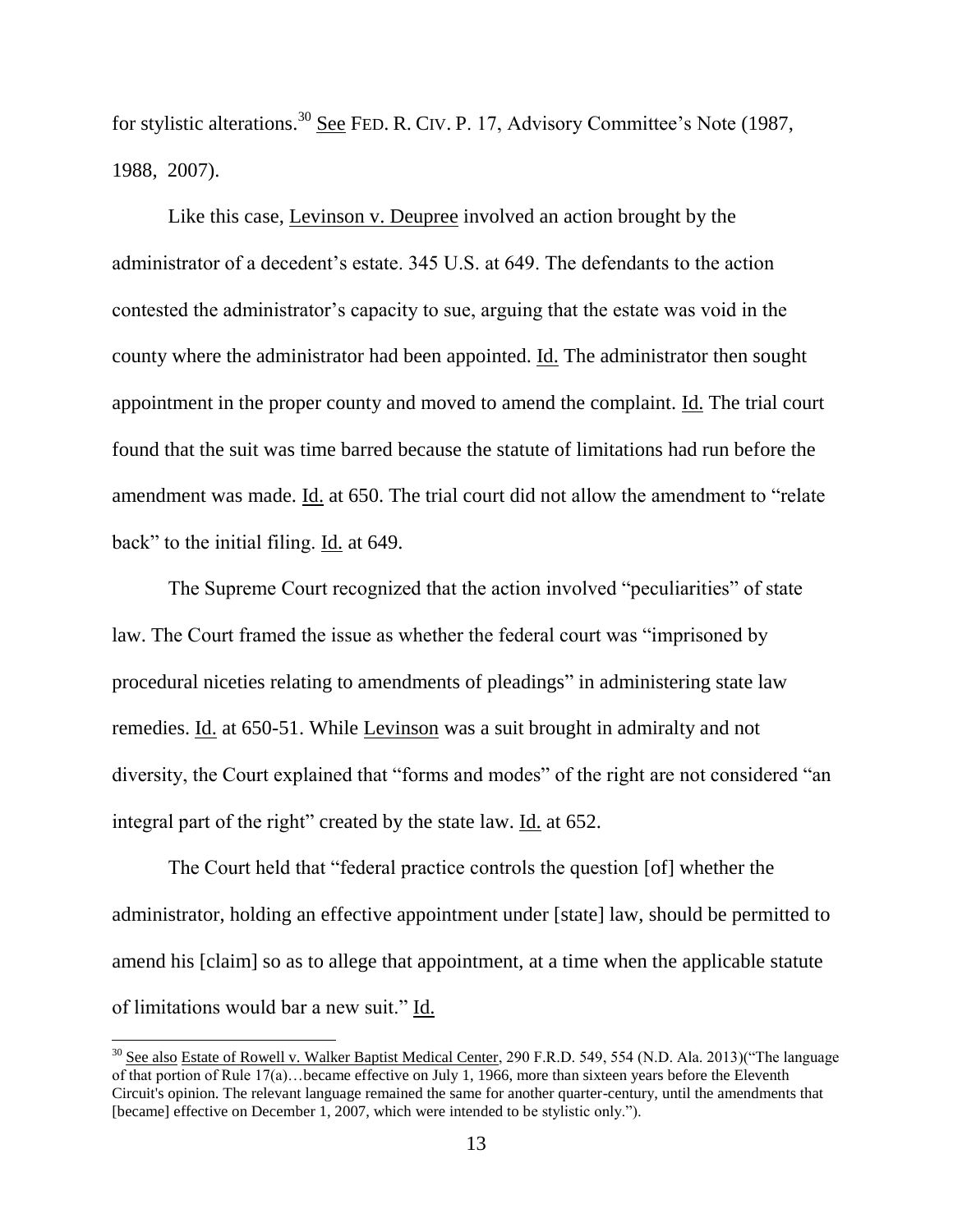for stylistic alterations.[30] See FED. R. CIV. P. 17, Advisory Committee's Note (1987, 1988, 2007).

Like this case, Levinson v. Deupree involved an action brought by the administrator of a decedent's estate. 345 U.S. at 649. The defendants to the action contested the administrator's capacity to sue, arguing that the estate was void in the county where the administrator had been appointed. Id. The administrator then sought appointment in the proper county and moved to amend the complaint. Id. The trial court found that the suit was time barred because the statute of limitations had run before the amendment was made. Id. at 650. The trial court did not allow the amendment to "relate back" to the initial filing. Id. at 649.

The Supreme Court recognized that the action involved "peculiarities" of state law. The Court framed the issue as whether the federal court was "imprisoned by procedural niceties relating to amendments of pleadings" in administering state law remedies. Id. at 650-51. While Levinson was a suit brought in admiralty and not diversity, the Court explained that "forms and modes" of the right are not considered "an integral part of the right" created by the state law. Id. at 652.

The Court held that "federal practice controls the question [of] whether the administrator, holding an effective appointment under [state] law, should be permitted to amend his [claim] so as to allege that appointment, at a time when the applicable statute of limitations would bar a new suit." Id.

[30] See also Estate of Rowell v. Walker Baptist Medical Center, 290 F.R.D. 549, 554 (N.D. Ala. 2013)("The language of that portion of Rule 17(a)…became effective on July 1, 1966, more than sixteen years before the Eleventh Circuit's opinion. The relevant language remained the same for another quarter-century, until the amendments that [became] effective on December 1, 2007, which were intended to be stylistic only.").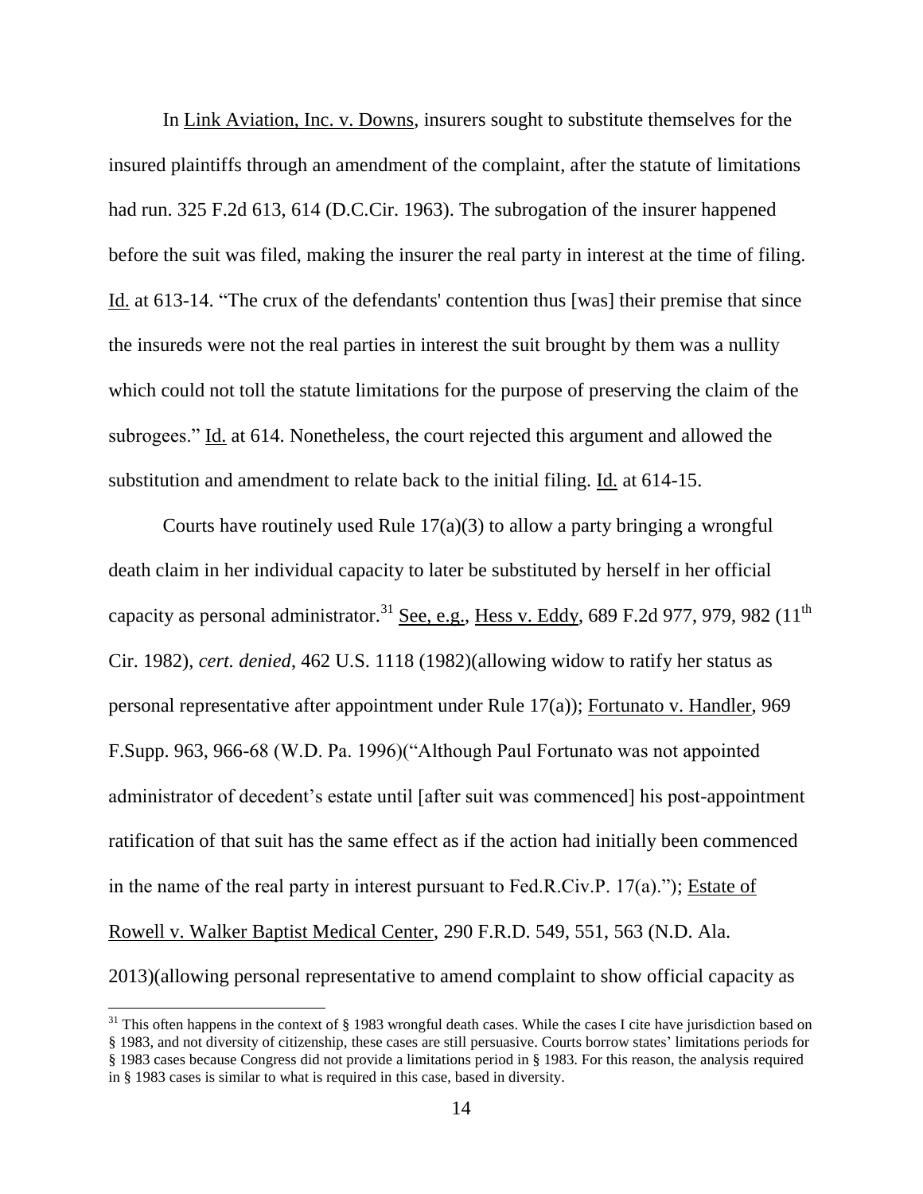In Link Aviation, Inc. v. Downs, insurers sought to substitute themselves for the insured plaintiffs through an amendment of the complaint, after the statute of limitations had run. 325 F.2d 613, 614 (D.C.Cir. 1963). The subrogation of the insurer happened before the suit was filed, making the insurer the real party in interest at the time of filing. Id. at 613-14. "The crux of the defendants' contention thus [was] their premise that since the insureds were not the real parties in interest the suit brought by them was a nullity which could not toll the statute limitations for the purpose of preserving the claim of the subrogees." Id. at 614. Nonetheless, the court rejected this argument and allowed the substitution and amendment to relate back to the initial filing. Id. at 614-15.

Courts have routinely used Rule 17(a)(3) to allow a party bringing a wrongful death claim in her individual capacity to later be substituted by herself in her official capacity as personal administrator.[31] See, e.g., Hess v. Eddy, 689 F.2d 977, 979, 982 (11th Cir. 1982), *cert. denied*, 462 U.S. 1118 (1982)(allowing widow to ratify her status as personal representative after appointment under Rule 17(a)); Fortunato v. Handler, 969 F.Supp. 963, 966-68 (W.D. Pa. 1996)("Although Paul Fortunato was not appointed administrator of decedent's estate until [after suit was commenced] his post-appointment ratification of that suit has the same effect as if the action had initially been commenced in the name of the real party in interest pursuant to Fed.R.Civ.P. 17(a)."); Estate of Rowell v. Walker Baptist Medical Center, 290 F.R.D. 549, 551, 563 (N.D. Ala. 2013)(allowing personal representative to amend complaint to show official capacity as

[31] This often happens in the context of § 1983 wrongful death cases. While the cases I cite have jurisdiction based on § 1983, and not diversity of citizenship, these cases are still persuasive. Courts borrow states' limitations periods for § 1983 cases because Congress did not provide a limitations period in § 1983. For this reason, the analysis required in § 1983 cases is similar to what is required in this case, based in diversity.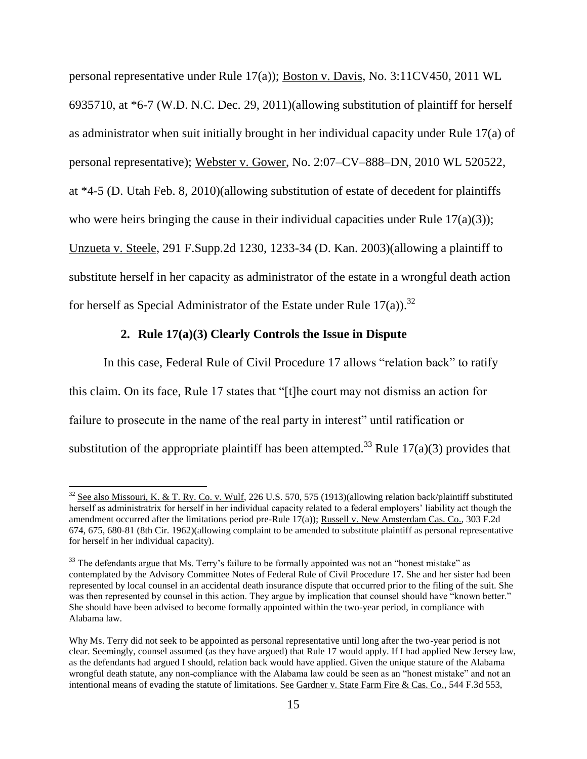personal representative under Rule 17(a)); Boston v. Davis, No. 3:11CV450, 2011 WL 6935710, at *6-7 (W.D. N.C. Dec. 29, 2011)(allowing substitution of plaintiff for herself as administrator when suit initially brought in her individual capacity under Rule 17(a) of personal representative); Webster v. Gower, No. 2:07–CV–888–DN, 2010 WL 520522, at *4-5 (D. Utah Feb. 8, 2010)(allowing substitution of estate of decedent for plaintiffs who were heirs bringing the cause in their individual capacities under Rule 17(a)(3)); Unzueta v. Steele, 291 F.Supp.2d 1230, 1233-34 (D. Kan. 2003)(allowing a plaintiff to substitute herself in her capacity as administrator of the estate in a wrongful death action for herself as Special Administrator of the Estate under Rule 17(a)).[32]

### 2. Rule 17(a)(3) Clearly Controls the Issue in Dispute

In this case, Federal Rule of Civil Procedure 17 allows "relation back" to ratify this claim. On its face, Rule 17 states that "[t]he court may not dismiss an action for failure to prosecute in the name of the real party in interest" until ratification or substitution of the appropriate plaintiff has been attempted.[33] Rule 17(a)(3) provides that

---

[32] See also Missouri, K. & T. Ry. Co. v. Wulf, 226 U.S. 570, 575 (1913)(allowing relation back/plaintiff substituted herself as administratrix for herself in her individual capacity related to a federal employers' liability act though the amendment occurred after the limitations period pre-Rule 17(a)); Russell v. New Amsterdam Cas. Co., 303 F.2d 674, 675, 680-81 (8th Cir. 1962)(allowing complaint to be amended to substitute plaintiff as personal representative for herself in her individual capacity).

[33] The defendants argue that Ms. Terry's failure to be formally appointed was not an "honest mistake" as contemplated by the Advisory Committee Notes of Federal Rule of Civil Procedure 17. She and her sister had been represented by local counsel in an accidental death insurance dispute that occurred prior to the filing of the suit. She was then represented by counsel in this action. They argue by implication that counsel should have "known better." She should have been advised to become formally appointed within the two-year period, in compliance with Alabama law.

Why Ms. Terry did not seek to be appointed as personal representative until long after the two-year period is not clear. Seemingly, counsel assumed (as they have argued) that Rule 17 would apply. If I had applied New Jersey law, as the defendants had argued I should, relation back would have applied. Given the unique stature of the Alabama wrongful death statute, any non-compliance with the Alabama law could be seen as an "honest mistake" and not an intentional means of evading the statute of limitations. See Gardner v. State Farm Fire & Cas. Co., 544 F.3d 553,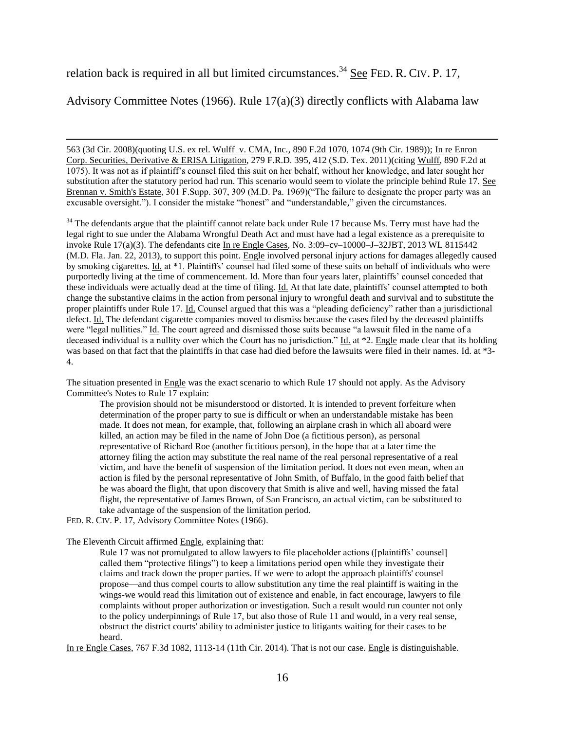relation back is required in all but limited circumstances.[34] See FED. R. CIV. P. 17, Advisory Committee Notes (1966). Rule 17(a)(3) directly conflicts with Alabama law

---

563 (3d Cir. 2008)(quoting U.S. ex rel. Wulff v. CMA, Inc., 890 F.2d 1070, 1074 (9th Cir. 1989)); In re Enron Corp. Securities, Derivative & ERISA Litigation, 279 F.R.D. 395, 412 (S.D. Tex. 2011)(citing Wulff, 890 F.2d at 1075). It was not as if plaintiff's counsel filed this suit on her behalf, without her knowledge, and later sought her substitution after the statutory period had run. This scenario would seem to violate the principle behind Rule 17. See Brennan v. Smith's Estate, 301 F.Supp. 307, 309 (M.D. Pa. 1969)("The failure to designate the proper party was an excusable oversight."). I consider the mistake "honest" and "understandable," given the circumstances.

[34] The defendants argue that the plaintiff cannot relate back under Rule 17 because Ms. Terry must have had the legal right to sue under the Alabama Wrongful Death Act and must have had a legal existence as a prerequisite to invoke Rule 17(a)(3). The defendants cite In re Engle Cases, No. 3:09–cv–10000–J–32JBT, 2013 WL 8115442 (M.D. Fla. Jan. 22, 2013), to support this point. Engle involved personal injury actions for damages allegedly caused by smoking cigarettes. Id. at *1. Plaintiffs' counsel had filed some of these suits on behalf of individuals who were purportedly living at the time of commencement. Id. More than four years later, plaintiffs' counsel conceded that these individuals were actually dead at the time of filing. Id. At that late date, plaintiffs' counsel attempted to both change the substantive claims in the action from personal injury to wrongful death and survival and to substitute the proper plaintiffs under Rule 17. Id. Counsel argued that this was a "pleading deficiency" rather than a jurisdictional defect. Id. The defendant cigarette companies moved to dismiss because the cases filed by the deceased plaintiffs were "legal nullities." Id. The court agreed and dismissed those suits because "a lawsuit filed in the name of a deceased individual is a nullity over which the Court has no jurisdiction." Id. at *2. Engle made clear that its holding was based on that fact that the plaintiffs in that case had died before the lawsuits were filed in their names. Id. at *3-4.

The situation presented in Engle was the exact scenario to which Rule 17 should not apply. As the Advisory Committee's Notes to Rule 17 explain:

> The provision should not be misunderstood or distorted. It is intended to prevent forfeiture when determination of the proper party to sue is difficult or when an understandable mistake has been made. It does not mean, for example, that, following an airplane crash in which all aboard were killed, an action may be filed in the name of John Doe (a fictitious person), as personal representative of Richard Roe (another fictitious person), in the hope that at a later time the attorney filing the action may substitute the real name of the real personal representative of a real victim, and have the benefit of suspension of the limitation period. It does not even mean, when an action is filed by the personal representative of John Smith, of Buffalo, in the good faith belief that he was aboard the flight, that upon discovery that Smith is alive and well, having missed the fatal flight, the representative of James Brown, of San Francisco, an actual victim, can be substituted to take advantage of the suspension of the limitation period.

FED. R. CIV. P. 17, Advisory Committee Notes (1966).

The Eleventh Circuit affirmed Engle, explaining that:

> Rule 17 was not promulgated to allow lawyers to file placeholder actions ([plaintiffs' counsel] called them "protective filings") to keep a limitations period open while they investigate their claims and track down the proper parties. If we were to adopt the approach plaintiffs' counsel propose—and thus compel courts to allow substitution any time the real plaintiff is waiting in the wings-we would read this limitation out of existence and enable, in fact encourage, lawyers to file complaints without proper authorization or investigation. Such a result would run counter not only to the policy underpinnings of Rule 17, but also those of Rule 11 and would, in a very real sense, obstruct the district courts' ability to administer justice to litigants waiting for their cases to be heard.

In re Engle Cases, 767 F.3d 1082, 1113-14 (11th Cir. 2014). That is not our case. Engle is distinguishable.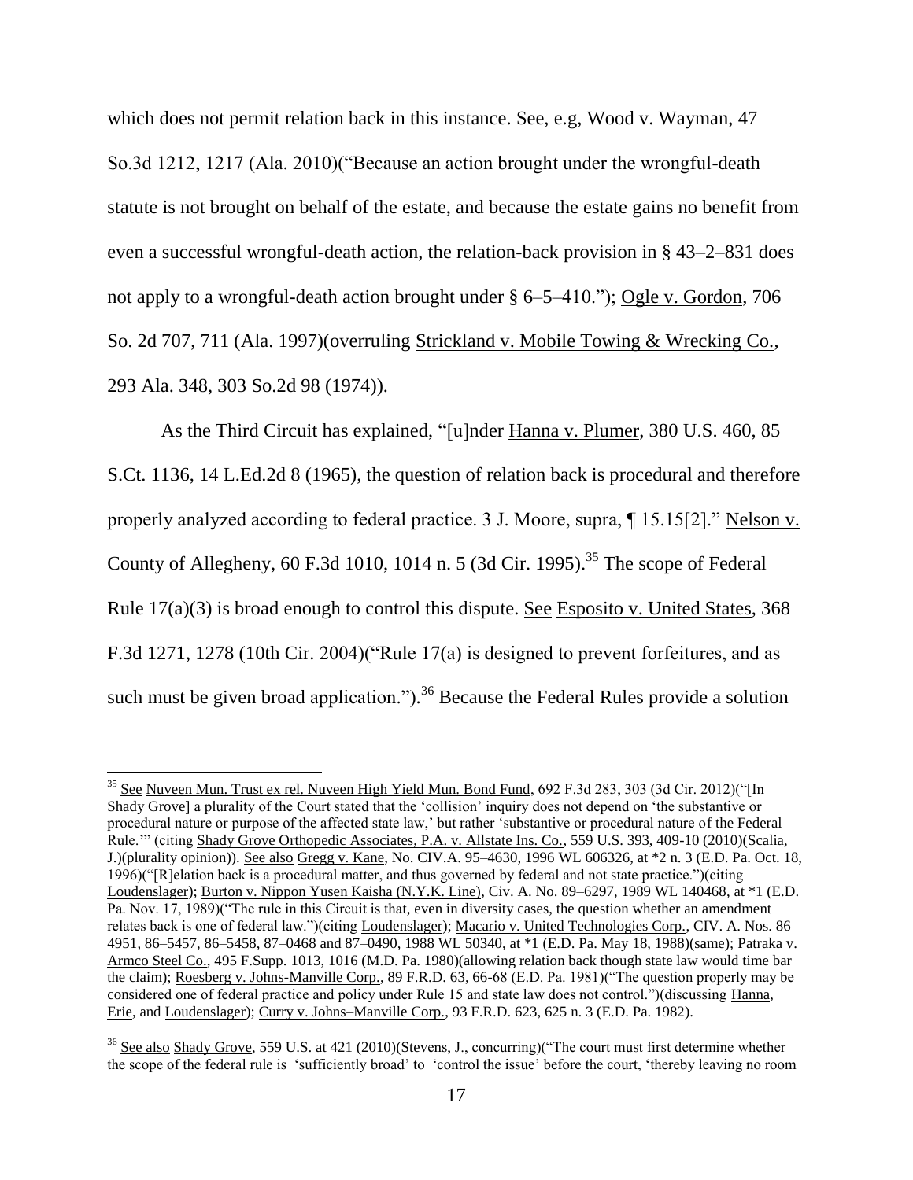which does not permit relation back in this instance. See, e.g, Wood v. Wayman, 47 So.3d 1212, 1217 (Ala. 2010)("Because an action brought under the wrongful-death statute is not brought on behalf of the estate, and because the estate gains no benefit from even a successful wrongful-death action, the relation-back provision in § 43–2–831 does not apply to a wrongful-death action brought under § 6–5–410."); Ogle v. Gordon, 706 So. 2d 707, 711 (Ala. 1997)(overruling Strickland v. Mobile Towing & Wrecking Co., 293 Ala. 348, 303 So.2d 98 (1974)).

As the Third Circuit has explained, "[u]nder Hanna v. Plumer, 380 U.S. 460, 85 S.Ct. 1136, 14 L.Ed.2d 8 (1965), the question of relation back is procedural and therefore properly analyzed according to federal practice. 3 J. Moore, supra, ¶ 15.15[2]." Nelson v. County of Allegheny, 60 F.3d 1010, 1014 n. 5 (3d Cir. 1995).[35] The scope of Federal Rule 17(a)(3) is broad enough to control this dispute. See Esposito v. United States, 368 F.3d 1271, 1278 (10th Cir. 2004)("Rule 17(a) is designed to prevent forfeitures, and as such must be given broad application.").[36] Because the Federal Rules provide a solution

---

[35] See Nuveen Mun. Trust ex rel. Nuveen High Yield Mun. Bond Fund, 692 F.3d 283, 303 (3d Cir. 2012)("[In Shady Grove] a plurality of the Court stated that the 'collision' inquiry does not depend on 'the substantive or procedural nature or purpose of the affected state law,' but rather 'substantive or procedural nature of the Federal Rule.'" (citing Shady Grove Orthopedic Associates, P.A. v. Allstate Ins. Co., 559 U.S. 393, 409-10 (2010)(Scalia, J.)(plurality opinion)). See also Gregg v. Kane, No. CIV.A. 95–4630, 1996 WL 606326, at *2 n. 3 (E.D. Pa. Oct. 18, 1996)("[R]elation back is a procedural matter, and thus governed by federal and not state practice.")(citing Loudenslager); Burton v. Nippon Yusen Kaisha (N.Y.K. Line), Civ. A. No. 89–6297, 1989 WL 140468, at *1 (E.D. Pa. Nov. 17, 1989)("The rule in this Circuit is that, even in diversity cases, the question whether an amendment relates back is one of federal law.")(citing Loudenslager); Macario v. United Technologies Corp., CIV. A. Nos. 86–4951, 86–5457, 86–5458, 87–0468 and 87–0490, 1988 WL 50340, at *1 (E.D. Pa. May 18, 1988)(same); Patraka v. Armco Steel Co., 495 F.Supp. 1013, 1016 (M.D. Pa. 1980)(allowing relation back though state law would time bar the claim); Roesberg v. Johns-Manville Corp., 89 F.R.D. 63, 66-68 (E.D. Pa. 1981)("The question properly may be considered one of federal practice and policy under Rule 15 and state law does not control.")(discussing Hanna, Erie, and Loudenslager); Curry v. Johns–Manville Corp., 93 F.R.D. 623, 625 n. 3 (E.D. Pa. 1982).

[36] See also Shady Grove, 559 U.S. at 421 (2010)(Stevens, J., concurring)("The court must first determine whether the scope of the federal rule is 'sufficiently broad' to 'control the issue' before the court, 'thereby leaving no room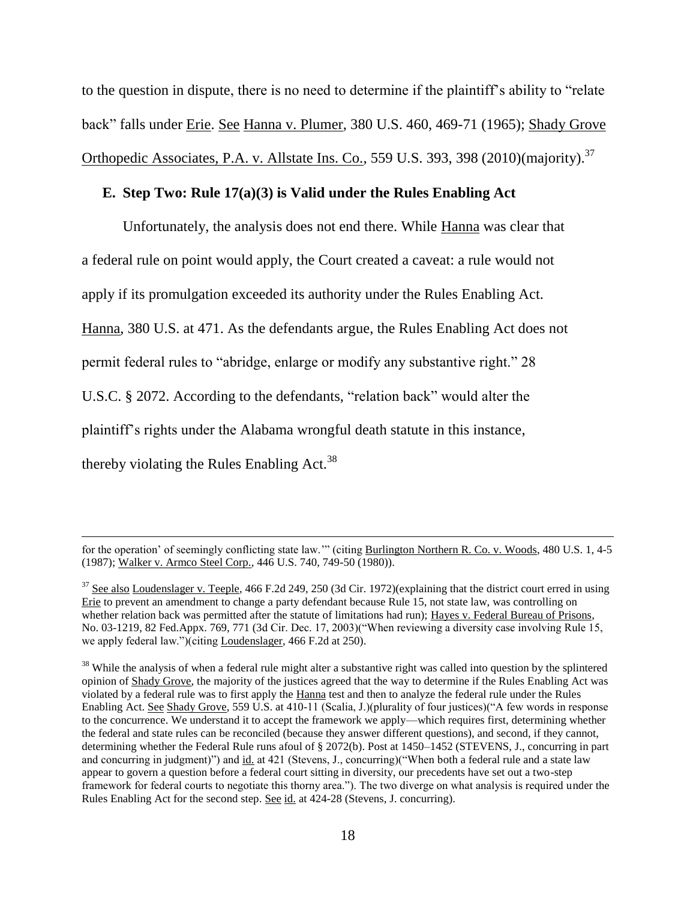to the question in dispute, there is no need to determine if the plaintiff's ability to "relate back" falls under Erie. See Hanna v. Plumer, 380 U.S. 460, 469-71 (1965); Shady Grove Orthopedic Associates, P.A. v. Allstate Ins. Co., 559 U.S. 393, 398 (2010)(majority).[37]

### E. Step Two: Rule 17(a)(3) is Valid under the Rules Enabling Act

Unfortunately, the analysis does not end there. While Hanna was clear that a federal rule on point would apply, the Court created a caveat: a rule would not apply if its promulgation exceeded its authority under the Rules Enabling Act. Hanna, 380 U.S. at 471. As the defendants argue, the Rules Enabling Act does not permit federal rules to "abridge, enlarge or modify any substantive right." 28 U.S.C. § 2072. According to the defendants, "relation back" would alter the plaintiff's rights under the Alabama wrongful death statute in this instance, thereby violating the Rules Enabling Act.[38]

---

for the operation' of seemingly conflicting state law.'" (citing Burlington Northern R. Co. v. Woods, 480 U.S. 1, 4-5 (1987); Walker v. Armco Steel Corp., 446 U.S. 740, 749-50 (1980)).

[37] See also Loudenslager v. Teeple, 466 F.2d 249, 250 (3d Cir. 1972)(explaining that the district court erred in using Erie to prevent an amendment to change a party defendant because Rule 15, not state law, was controlling on whether relation back was permitted after the statute of limitations had run); Hayes v. Federal Bureau of Prisons, No. 03-1219, 82 Fed.Appx. 769, 771 (3d Cir. Dec. 17, 2003)("When reviewing a diversity case involving Rule 15, we apply federal law.")(citing Loudenslager, 466 F.2d at 250).

[38] While the analysis of when a federal rule might alter a substantive right was called into question by the splintered opinion of Shady Grove, the majority of the justices agreed that the way to determine if the Rules Enabling Act was violated by a federal rule was to first apply the Hanna test and then to analyze the federal rule under the Rules Enabling Act. See Shady Grove, 559 U.S. at 410-11 (Scalia, J.)(plurality of four justices)("A few words in response to the concurrence. We understand it to accept the framework we apply—which requires first, determining whether the federal and state rules can be reconciled (because they answer different questions), and second, if they cannot, determining whether the Federal Rule runs afoul of § 2072(b). Post at 1450–1452 (STEVENS, J., concurring in part and concurring in judgment)") and id. at 421 (Stevens, J., concurring)("When both a federal rule and a state law appear to govern a question before a federal court sitting in diversity, our precedents have set out a two-step framework for federal courts to negotiate this thorny area."). The two diverge on what analysis is required under the Rules Enabling Act for the second step. See id. at 424-28 (Stevens, J. concurring).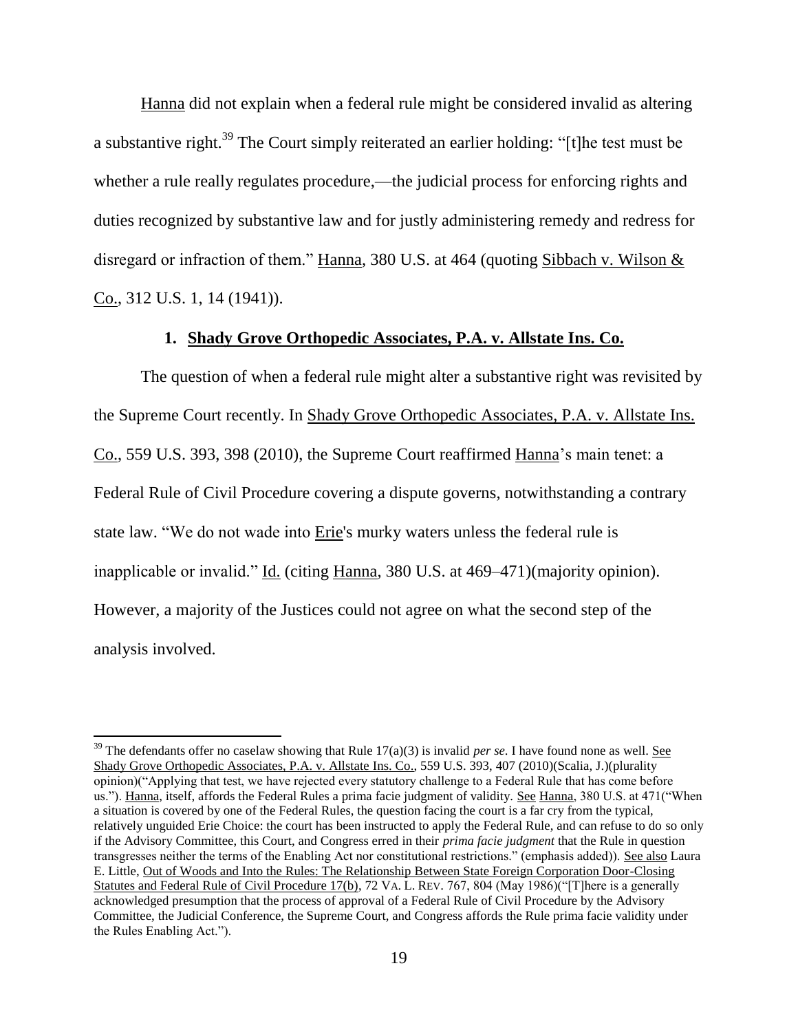Hanna did not explain when a federal rule might be considered invalid as altering a substantive right.[39] The Court simply reiterated an earlier holding: "[t]he test must be whether a rule really regulates procedure,—the judicial process for enforcing rights and duties recognized by substantive law and for justly administering remedy and redress for disregard or infraction of them." Hanna, 380 U.S. at 464 (quoting Sibbach v. Wilson & Co., 312 U.S. 1, 14 (1941)).

### 1. Shady Grove Orthopedic Associates, P.A. v. Allstate Ins. Co.

The question of when a federal rule might alter a substantive right was revisited by the Supreme Court recently. In Shady Grove Orthopedic Associates, P.A. v. Allstate Ins. Co., 559 U.S. 393, 398 (2010), the Supreme Court reaffirmed Hanna's main tenet: a Federal Rule of Civil Procedure covering a dispute governs, notwithstanding a contrary state law. "We do not wade into Erie's murky waters unless the federal rule is inapplicable or invalid." Id. (citing Hanna, 380 U.S. at 469–471)(majority opinion). However, a majority of the Justices could not agree on what the second step of the analysis involved.

---

[39] The defendants offer no caselaw showing that Rule 17(a)(3) is invalid *per se*. I have found none as well. See Shady Grove Orthopedic Associates, P.A. v. Allstate Ins. Co., 559 U.S. 393, 407 (2010)(Scalia, J.)(plurality opinion)("Applying that test, we have rejected every statutory challenge to a Federal Rule that has come before us."). Hanna, itself, affords the Federal Rules a prima facie judgment of validity. See Hanna, 380 U.S. at 471("When a situation is covered by one of the Federal Rules, the question facing the court is a far cry from the typical, relatively unguided Erie Choice: the court has been instructed to apply the Federal Rule, and can refuse to do so only if the Advisory Committee, this Court, and Congress erred in their *prima facie judgment* that the Rule in question transgresses neither the terms of the Enabling Act nor constitutional restrictions." (emphasis added)). See also Laura E. Little, Out of Woods and Into the Rules: The Relationship Between State Foreign Corporation Door-Closing Statutes and Federal Rule of Civil Procedure 17(b), 72 VA. L. REV. 767, 804 (May 1986)("[T]here is a generally acknowledged presumption that the process of approval of a Federal Rule of Civil Procedure by the Advisory Committee, the Judicial Conference, the Supreme Court, and Congress affords the Rule prima facie validity under the Rules Enabling Act.").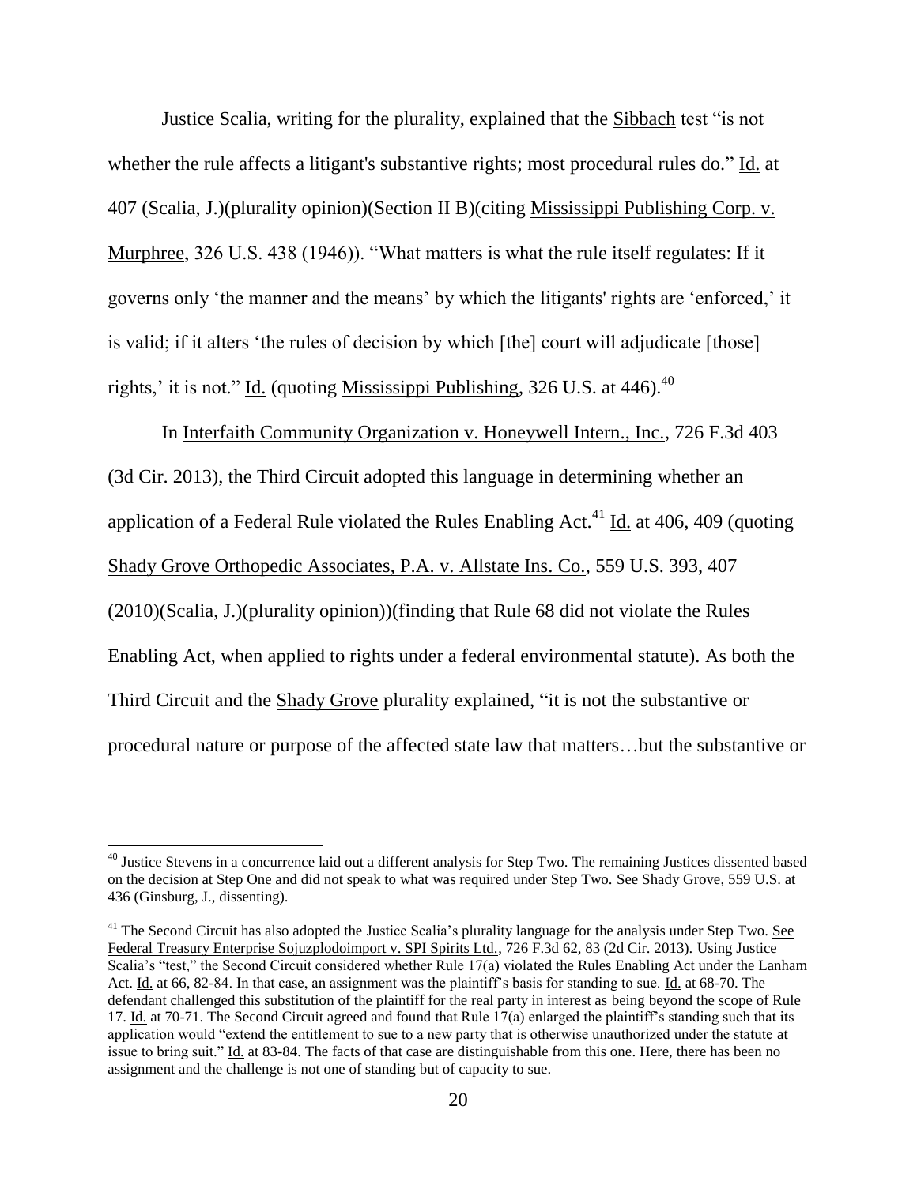Justice Scalia, writing for the plurality, explained that the Sibbach test "is not whether the rule affects a litigant's substantive rights; most procedural rules do." Id. at 407 (Scalia, J.)(plurality opinion)(Section II B)(citing Mississippi Publishing Corp. v. Murphree, 326 U.S. 438 (1946)). "What matters is what the rule itself regulates: If it governs only 'the manner and the means' by which the litigants' rights are 'enforced,' it is valid; if it alters 'the rules of decision by which [the] court will adjudicate [those] rights,' it is not." Id. (quoting Mississippi Publishing, 326 U.S. at 446).[40]

In Interfaith Community Organization v. Honeywell Intern., Inc., 726 F.3d 403 (3d Cir. 2013), the Third Circuit adopted this language in determining whether an application of a Federal Rule violated the Rules Enabling Act.[41] Id. at 406, 409 (quoting Shady Grove Orthopedic Associates, P.A. v. Allstate Ins. Co., 559 U.S. 393, 407 (2010)(Scalia, J.)(plurality opinion))(finding that Rule 68 did not violate the Rules Enabling Act, when applied to rights under a federal environmental statute). As both the Third Circuit and the Shady Grove plurality explained, "it is not the substantive or procedural nature or purpose of the affected state law that matters…but the substantive or

---

[40] Justice Stevens in a concurrence laid out a different analysis for Step Two. The remaining Justices dissented based on the decision at Step One and did not speak to what was required under Step Two. See Shady Grove, 559 U.S. at 436 (Ginsburg, J., dissenting).

[41] The Second Circuit has also adopted the Justice Scalia's plurality language for the analysis under Step Two. See Federal Treasury Enterprise Sojuzplodoimport v. SPI Spirits Ltd., 726 F.3d 62, 83 (2d Cir. 2013). Using Justice Scalia's "test," the Second Circuit considered whether Rule 17(a) violated the Rules Enabling Act under the Lanham Act. Id. at 66, 82-84. In that case, an assignment was the plaintiff's basis for standing to sue. Id. at 68-70. The defendant challenged this substitution of the plaintiff for the real party in interest as being beyond the scope of Rule 17. Id. at 70-71. The Second Circuit agreed and found that Rule 17(a) enlarged the plaintiff's standing such that its application would "extend the entitlement to sue to a new party that is otherwise unauthorized under the statute at issue to bring suit." Id. at 83-84. The facts of that case are distinguishable from this one. Here, there has been no assignment and the challenge is not one of standing but of capacity to sue.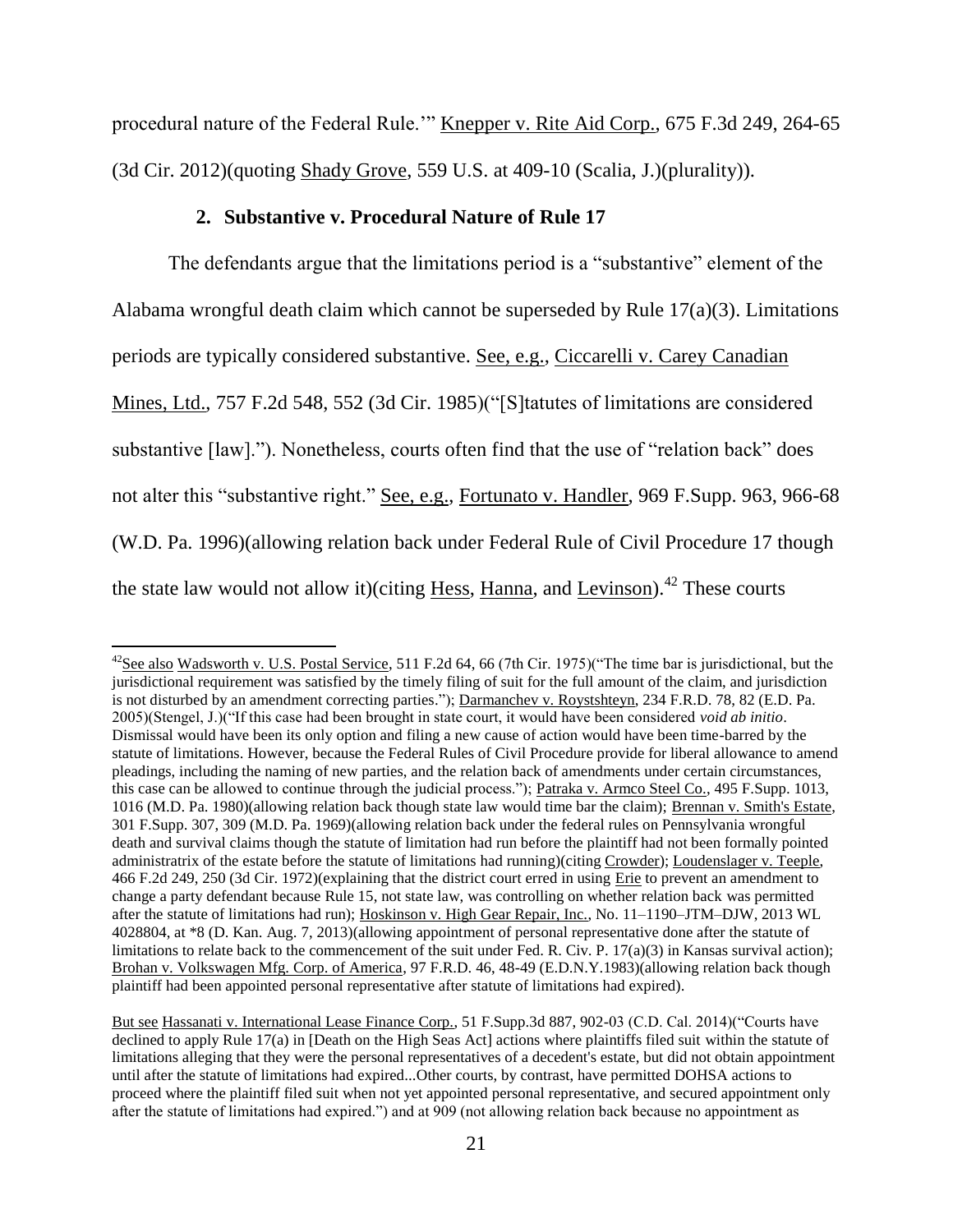procedural nature of the Federal Rule.'" Knepper v. Rite Aid Corp., 675 F.3d 249, 264-65 (3d Cir. 2012)(quoting Shady Grove, 559 U.S. at 409-10 (Scalia, J.)(plurality)).

### 2. Substantive v. Procedural Nature of Rule 17

The defendants argue that the limitations period is a "substantive" element of the Alabama wrongful death claim which cannot be superseded by Rule 17(a)(3). Limitations periods are typically considered substantive. See, e.g., Ciccarelli v. Carey Canadian Mines, Ltd., 757 F.2d 548, 552 (3d Cir. 1985)("[S]tatutes of limitations are considered substantive [law]."). Nonetheless, courts often find that the use of "relation back" does not alter this "substantive right." See, e.g., Fortunato v. Handler, 969 F.Supp. 963, 966-68 (W.D. Pa. 1996)(allowing relation back under Federal Rule of Civil Procedure 17 though the state law would not allow it)(citing Hess, Hanna, and Levinson).[42] These courts

---

[42]See also Wadsworth v. U.S. Postal Service, 511 F.2d 64, 66 (7th Cir. 1975)("The time bar is jurisdictional, but the jurisdictional requirement was satisfied by the timely filing of suit for the full amount of the claim, and jurisdiction is not disturbed by an amendment correcting parties."); Darmanchev v. Roystshteyn, 234 F.R.D. 78, 82 (E.D. Pa. 2005)(Stengel, J.)("If this case had been brought in state court, it would have been considered *void ab initio*. Dismissal would have been its only option and filing a new cause of action would have been time-barred by the statute of limitations. However, because the Federal Rules of Civil Procedure provide for liberal allowance to amend pleadings, including the naming of new parties, and the relation back of amendments under certain circumstances, this case can be allowed to continue through the judicial process."); Patraka v. Armco Steel Co., 495 F.Supp. 1013, 1016 (M.D. Pa. 1980)(allowing relation back though state law would time bar the claim); Brennan v. Smith's Estate, 301 F.Supp. 307, 309 (M.D. Pa. 1969)(allowing relation back under the federal rules on Pennsylvania wrongful death and survival claims though the statute of limitation had run before the plaintiff had not been formally pointed administratrix of the estate before the statute of limitations had running)(citing Crowder); Loudenslager v. Teeple, 466 F.2d 249, 250 (3d Cir. 1972)(explaining that the district court erred in using Erie to prevent an amendment to change a party defendant because Rule 15, not state law, was controlling on whether relation back was permitted after the statute of limitations had run); Hoskinson v. High Gear Repair, Inc., No. 11–1190–JTM–DJW, 2013 WL 4028804, at *8 (D. Kan. Aug. 7, 2013)(allowing appointment of personal representative done after the statute of limitations to relate back to the commencement of the suit under Fed. R. Civ. P. 17(a)(3) in Kansas survival action); Brohan v. Volkswagen Mfg. Corp. of America, 97 F.R.D. 46, 48-49 (E.D.N.Y.1983)(allowing relation back though plaintiff had been appointed personal representative after statute of limitations had expired).

But see Hassanati v. International Lease Finance Corp., 51 F.Supp.3d 887, 902-03 (C.D. Cal. 2014)("Courts have declined to apply Rule 17(a) in [Death on the High Seas Act] actions where plaintiffs filed suit within the statute of limitations alleging that they were the personal representatives of a decedent's estate, but did not obtain appointment until after the statute of limitations had expired...Other courts, by contrast, have permitted DOHSA actions to proceed where the plaintiff filed suit when not yet appointed personal representative, and secured appointment only after the statute of limitations had expired.") and at 909 (not allowing relation back because no appointment as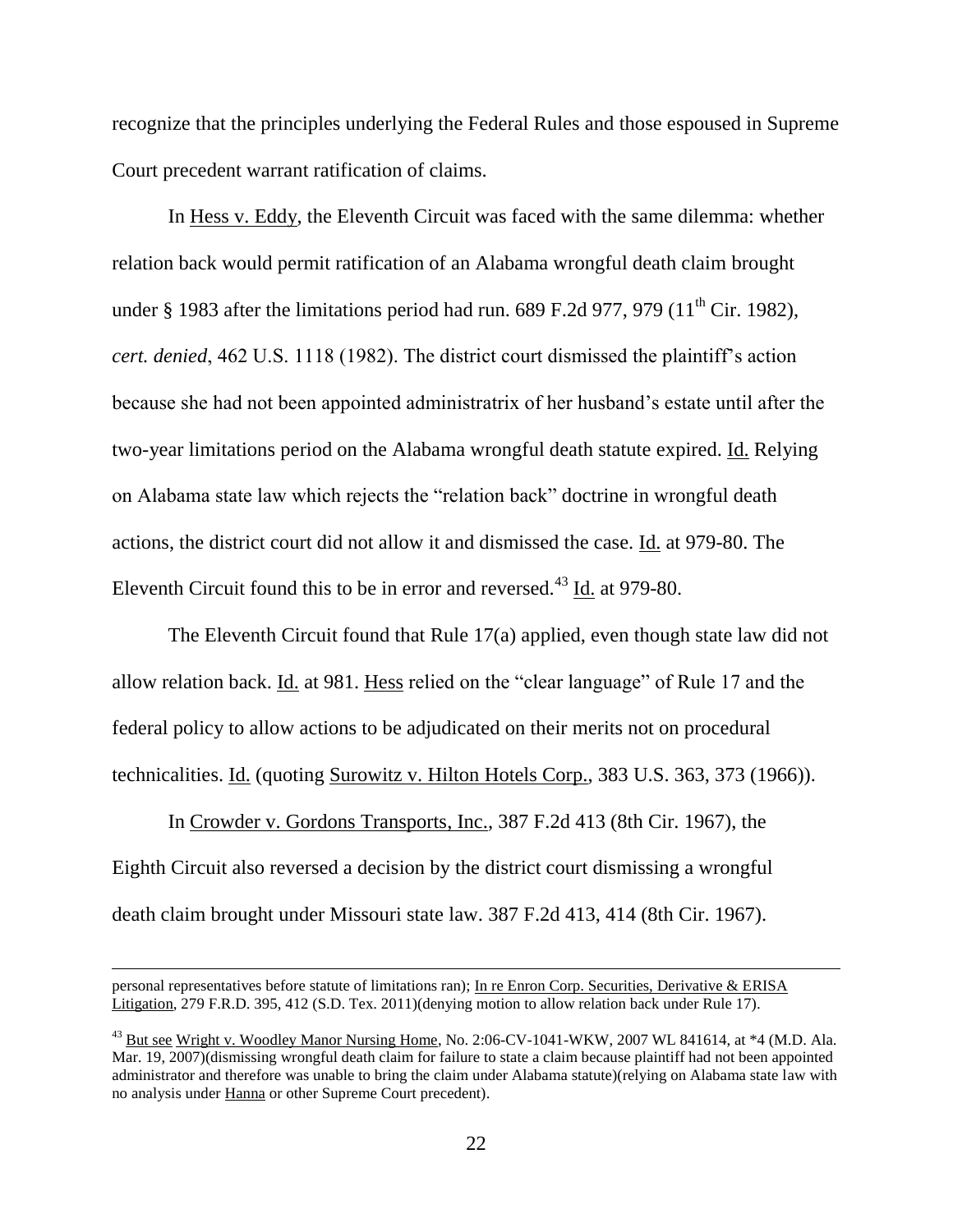recognize that the principles underlying the Federal Rules and those espoused in Supreme Court precedent warrant ratification of claims.

In Hess v. Eddy, the Eleventh Circuit was faced with the same dilemma: whether relation back would permit ratification of an Alabama wrongful death claim brought under § 1983 after the limitations period had run. 689 F.2d 977, 979 (11th Cir. 1982), *cert. denied*, 462 U.S. 1118 (1982). The district court dismissed the plaintiff's action because she had not been appointed administratrix of her husband's estate until after the two-year limitations period on the Alabama wrongful death statute expired. Id. Relying on Alabama state law which rejects the "relation back" doctrine in wrongful death actions, the district court did not allow it and dismissed the case. Id. at 979-80. The Eleventh Circuit found this to be in error and reversed.[43] Id. at 979-80.

The Eleventh Circuit found that Rule 17(a) applied, even though state law did not allow relation back. Id. at 981. Hess relied on the "clear language" of Rule 17 and the federal policy to allow actions to be adjudicated on their merits not on procedural technicalities. Id. (quoting Surowitz v. Hilton Hotels Corp., 383 U.S. 363, 373 (1966)).

In Crowder v. Gordons Transports, Inc., 387 F.2d 413 (8th Cir. 1967), the Eighth Circuit also reversed a decision by the district court dismissing a wrongful death claim brought under Missouri state law. 387 F.2d 413, 414 (8th Cir. 1967).

---

personal representatives before statute of limitations ran); In re Enron Corp. Securities, Derivative & ERISA Litigation, 279 F.R.D. 395, 412 (S.D. Tex. 2011)(denying motion to allow relation back under Rule 17).

[43] But see Wright v. Woodley Manor Nursing Home, No. 2:06-CV-1041-WKW, 2007 WL 841614, at *4 (M.D. Ala. Mar. 19, 2007)(dismissing wrongful death claim for failure to state a claim because plaintiff had not been appointed administrator and therefore was unable to bring the claim under Alabama statute)(relying on Alabama state law with no analysis under Hanna or other Supreme Court precedent).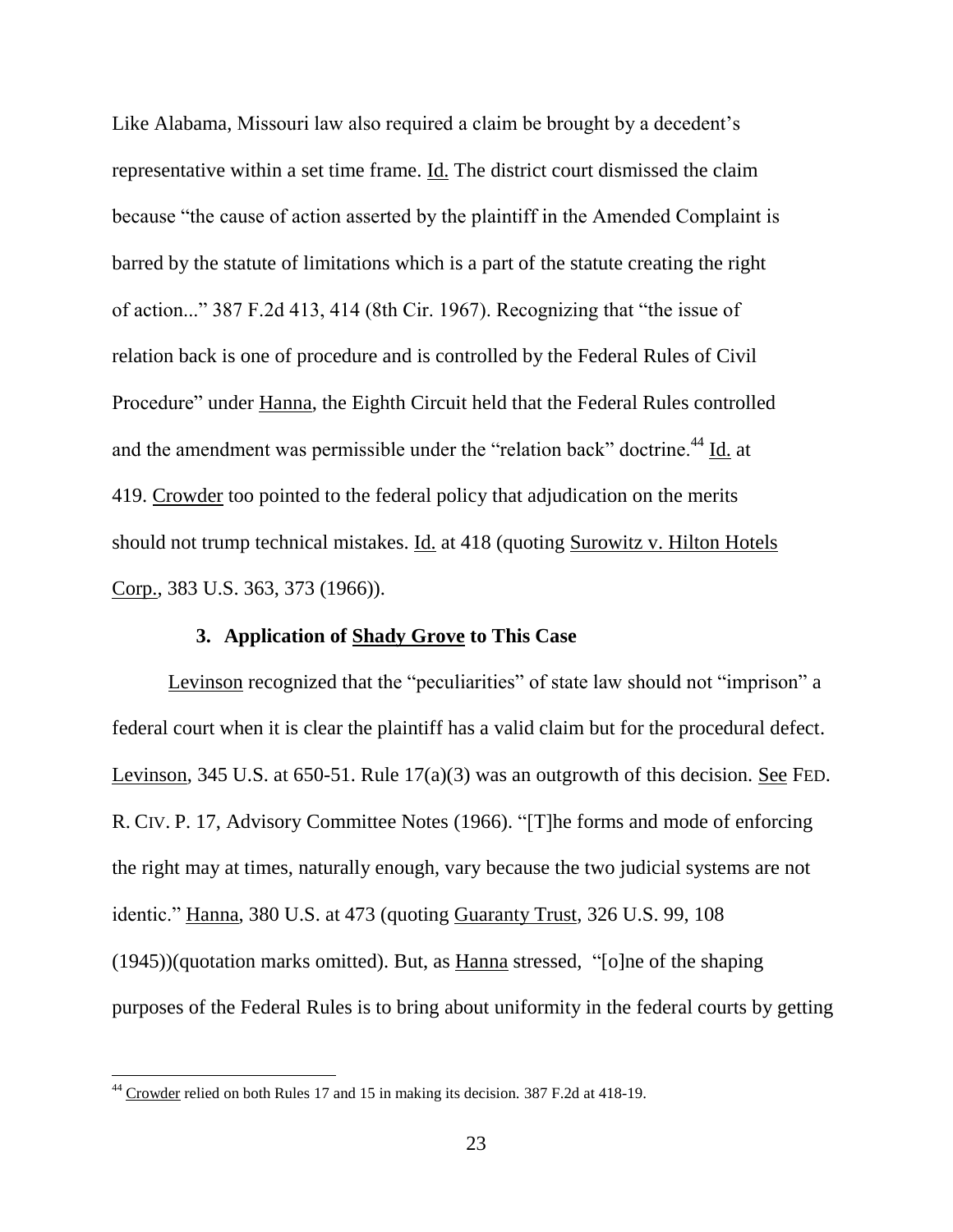Like Alabama, Missouri law also required a claim be brought by a decedent's representative within a set time frame. Id. The district court dismissed the claim because "the cause of action asserted by the plaintiff in the Amended Complaint is barred by the statute of limitations which is a part of the statute creating the right of action..." 387 F.2d 413, 414 (8th Cir. 1967). Recognizing that "the issue of relation back is one of procedure and is controlled by the Federal Rules of Civil Procedure" under Hanna, the Eighth Circuit held that the Federal Rules controlled and the amendment was permissible under the "relation back" doctrine.[44] Id. at 419. Crowder too pointed to the federal policy that adjudication on the merits should not trump technical mistakes. Id. at 418 (quoting Surowitz v. Hilton Hotels Corp., 383 U.S. 363, 373 (1966)).

### 3. Application of Shady Grove to This Case

Levinson recognized that the "peculiarities" of state law should not "imprison" a federal court when it is clear the plaintiff has a valid claim but for the procedural defect. Levinson, 345 U.S. at 650-51. Rule 17(a)(3) was an outgrowth of this decision. See FED. R. CIV. P. 17, Advisory Committee Notes (1966). "[T]he forms and mode of enforcing the right may at times, naturally enough, vary because the two judicial systems are not identic." Hanna, 380 U.S. at 473 (quoting Guaranty Trust, 326 U.S. 99, 108 (1945))(quotation marks omitted). But, as Hanna stressed, "[o]ne of the shaping purposes of the Federal Rules is to bring about uniformity in the federal courts by getting

[44] Crowder relied on both Rules 17 and 15 in making its decision. 387 F.2d at 418-19.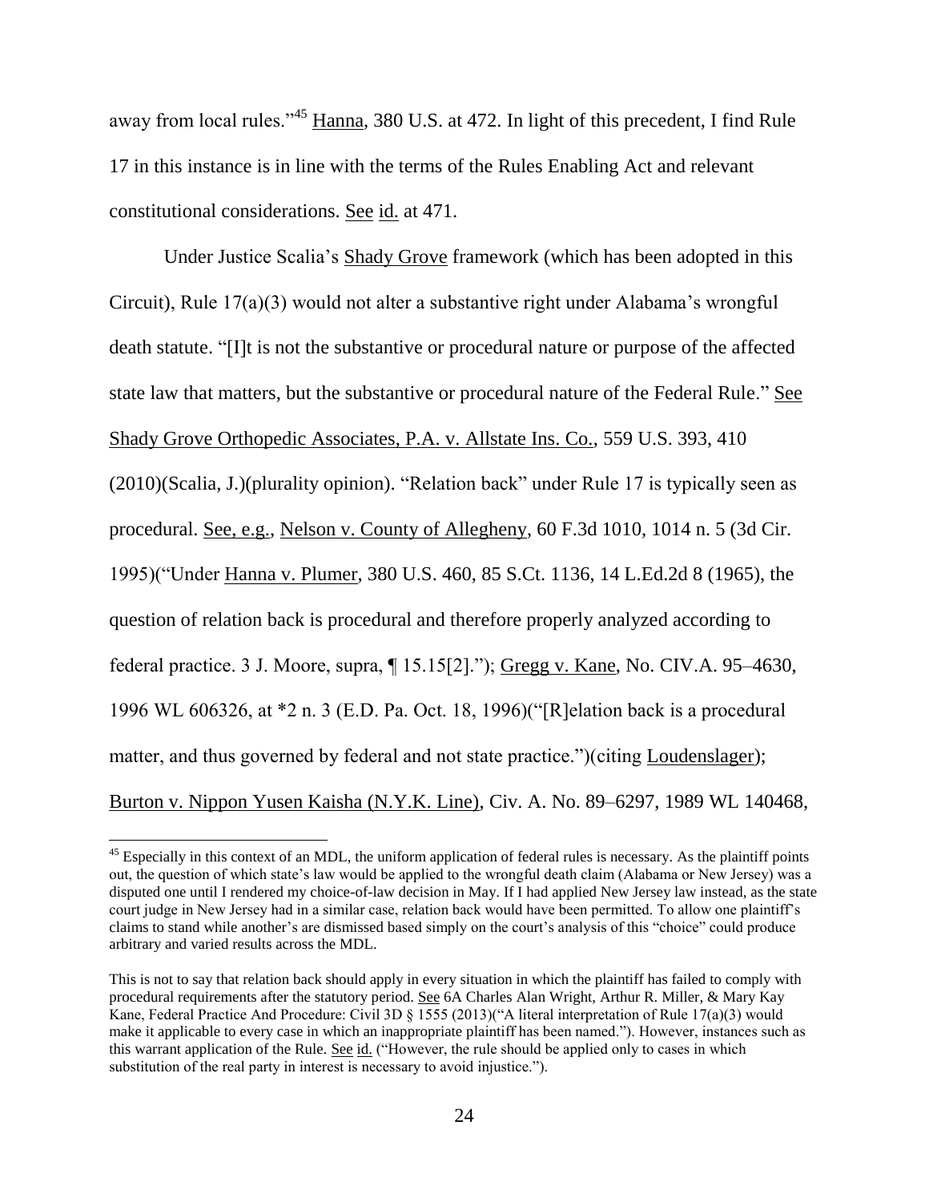away from local rules."[45] Hanna, 380 U.S. at 472. In light of this precedent, I find Rule 17 in this instance is in line with the terms of the Rules Enabling Act and relevant constitutional considerations. See id. at 471.

Under Justice Scalia's Shady Grove framework (which has been adopted in this Circuit), Rule 17(a)(3) would not alter a substantive right under Alabama's wrongful death statute. "[I]t is not the substantive or procedural nature or purpose of the affected state law that matters, but the substantive or procedural nature of the Federal Rule." See Shady Grove Orthopedic Associates, P.A. v. Allstate Ins. Co., 559 U.S. 393, 410 (2010)(Scalia, J.)(plurality opinion). "Relation back" under Rule 17 is typically seen as procedural. See, e.g., Nelson v. County of Allegheny, 60 F.3d 1010, 1014 n. 5 (3d Cir. 1995)("Under Hanna v. Plumer, 380 U.S. 460, 85 S.Ct. 1136, 14 L.Ed.2d 8 (1965), the question of relation back is procedural and therefore properly analyzed according to federal practice. 3 J. Moore, supra, ¶ 15.15[2]."); Gregg v. Kane, No. CIV.A. 95–4630, 1996 WL 606326, at *2 n. 3 (E.D. Pa. Oct. 18, 1996)("[R]elation back is a procedural matter, and thus governed by federal and not state practice.")(citing Loudenslager); Burton v. Nippon Yusen Kaisha (N.Y.K. Line), Civ. A. No. 89–6297, 1989 WL 140468,

---

[45] Especially in this context of an MDL, the uniform application of federal rules is necessary. As the plaintiff points out, the question of which state's law would be applied to the wrongful death claim (Alabama or New Jersey) was a disputed one until I rendered my choice-of-law decision in May. If I had applied New Jersey law instead, as the state court judge in New Jersey had in a similar case, relation back would have been permitted. To allow one plaintiff's claims to stand while another's are dismissed based simply on the court's analysis of this "choice" could produce arbitrary and varied results across the MDL.

This is not to say that relation back should apply in every situation in which the plaintiff has failed to comply with procedural requirements after the statutory period. See 6A Charles Alan Wright, Arthur R. Miller, & Mary Kay Kane, Federal Practice And Procedure: Civil 3D § 1555 (2013)("A literal interpretation of Rule 17(a)(3) would make it applicable to every case in which an inappropriate plaintiff has been named."). However, instances such as this warrant application of the Rule. See id. ("However, the rule should be applied only to cases in which substitution of the real party in interest is necessary to avoid injustice.").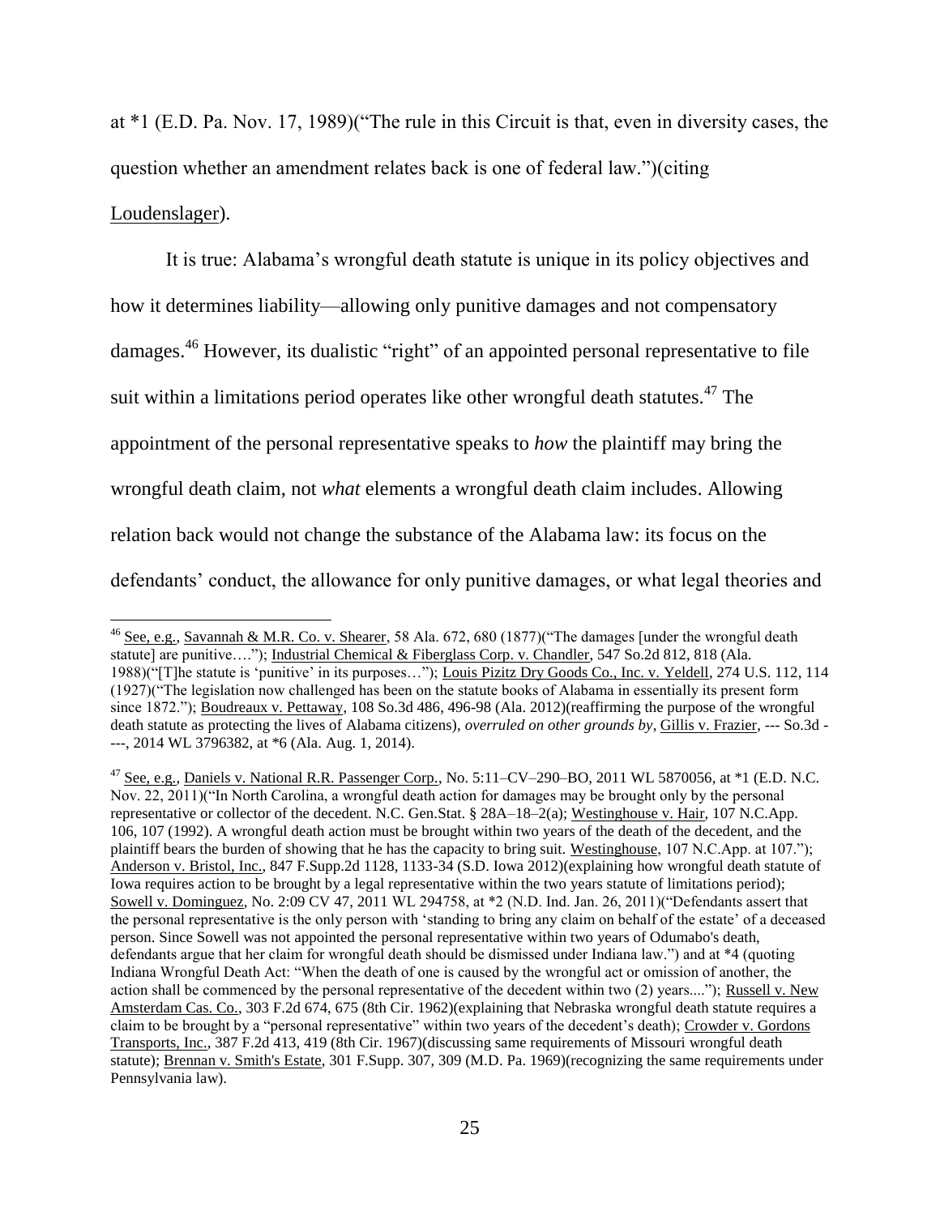at *1 (E.D. Pa. Nov. 17, 1989)("The rule in this Circuit is that, even in diversity cases, the question whether an amendment relates back is one of federal law.")(citing Loudenslager).

It is true: Alabama's wrongful death statute is unique in its policy objectives and how it determines liability—allowing only punitive damages and not compensatory damages.[46] However, its dualistic "right" of an appointed personal representative to file suit within a limitations period operates like other wrongful death statutes.[47] The appointment of the personal representative speaks to *how* the plaintiff may bring the wrongful death claim, not *what* elements a wrongful death claim includes. Allowing relation back would not change the substance of the Alabama law: its focus on the defendants' conduct, the allowance for only punitive damages, or what legal theories and

---

[46] See, e.g., Savannah & M.R. Co. v. Shearer, 58 Ala. 672, 680 (1877)("The damages [under the wrongful death statute] are punitive…."); Industrial Chemical & Fiberglass Corp. v. Chandler, 547 So.2d 812, 818 (Ala. 1988)("[T]he statute is 'punitive' in its purposes…"); Louis Pizitz Dry Goods Co., Inc. v. Yeldell, 274 U.S. 112, 114 (1927)("The legislation now challenged has been on the statute books of Alabama in essentially its present form since 1872."); Boudreaux v. Pettaway, 108 So.3d 486, 496-98 (Ala. 2012)(reaffirming the purpose of the wrongful death statute as protecting the lives of Alabama citizens), *overruled on other grounds by*, Gillis v. Frazier, --- So.3d ----, 2014 WL 3796382, at *6 (Ala. Aug. 1, 2014).

[47] See, e.g., Daniels v. National R.R. Passenger Corp., No. 5:11–CV–290–BO, 2011 WL 5870056, at *1 (E.D. N.C. Nov. 22, 2011)("In North Carolina, a wrongful death action for damages may be brought only by the personal representative or collector of the decedent. N.C. Gen.Stat. § 28A–18–2(a); Westinghouse v. Hair, 107 N.C.App. 106, 107 (1992). A wrongful death action must be brought within two years of the death of the decedent, and the plaintiff bears the burden of showing that he has the capacity to bring suit. Westinghouse, 107 N.C.App. at 107."); Anderson v. Bristol, Inc., 847 F.Supp.2d 1128, 1133-34 (S.D. Iowa 2012)(explaining how wrongful death statute of Iowa requires action to be brought by a legal representative within the two years statute of limitations period); Sowell v. Dominguez, No. 2:09 CV 47, 2011 WL 294758, at *2 (N.D. Ind. Jan. 26, 2011)("Defendants assert that the personal representative is the only person with 'standing to bring any claim on behalf of the estate' of a deceased person. Since Sowell was not appointed the personal representative within two years of Odumabo's death, defendants argue that her claim for wrongful death should be dismissed under Indiana law.") and at *4 (quoting Indiana Wrongful Death Act: "When the death of one is caused by the wrongful act or omission of another, the action shall be commenced by the personal representative of the decedent within two (2) years...."); Russell v. New Amsterdam Cas. Co., 303 F.2d 674, 675 (8th Cir. 1962)(explaining that Nebraska wrongful death statute requires a claim to be brought by a "personal representative" within two years of the decedent's death); Crowder v. Gordons Transports, Inc., 387 F.2d 413, 419 (8th Cir. 1967)(discussing same requirements of Missouri wrongful death statute); Brennan v. Smith's Estate, 301 F.Supp. 307, 309 (M.D. Pa. 1969)(recognizing the same requirements under Pennsylvania law).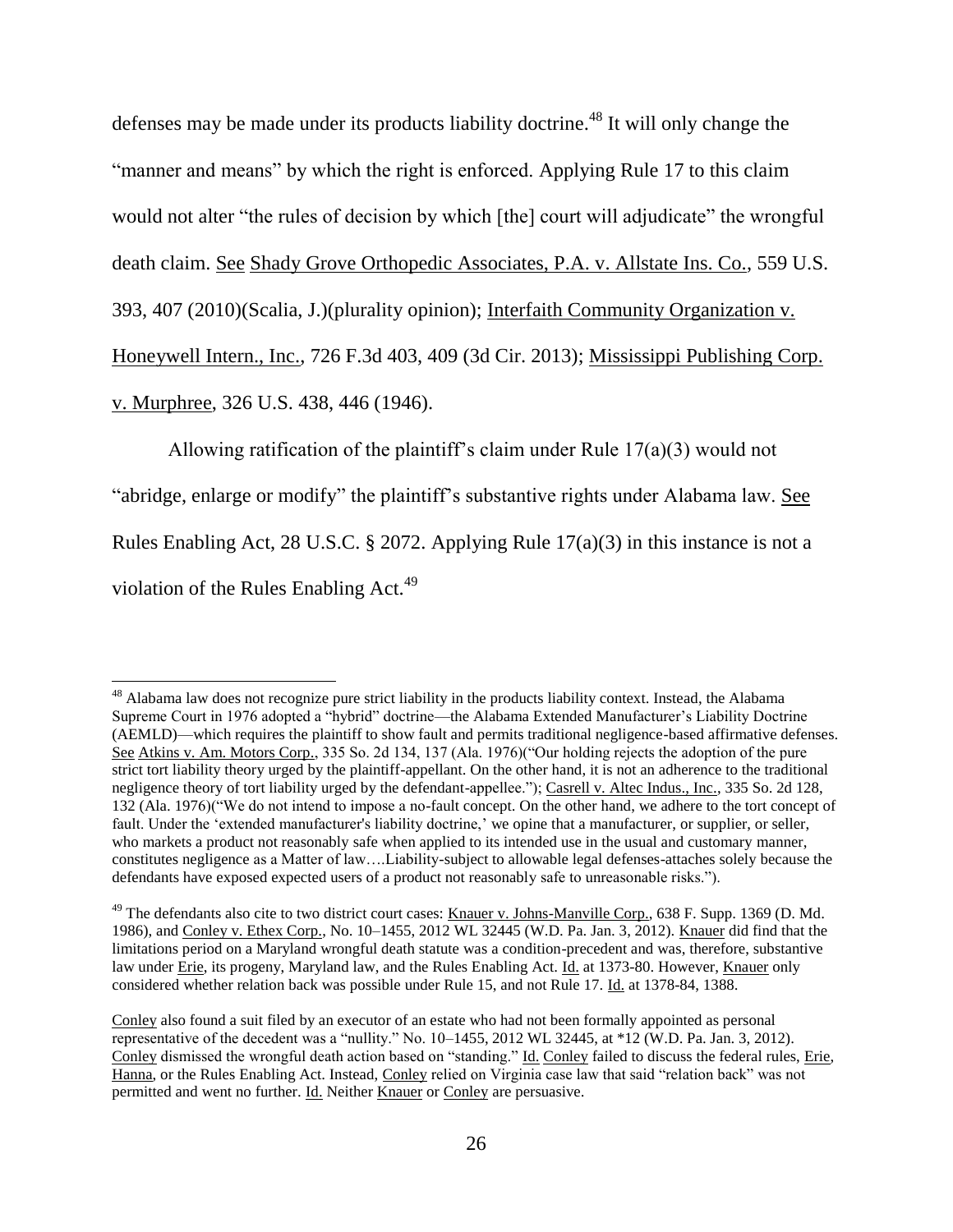defenses may be made under its products liability doctrine.[48] It will only change the "manner and means" by which the right is enforced. Applying Rule 17 to this claim would not alter "the rules of decision by which [the] court will adjudicate" the wrongful death claim. See Shady Grove Orthopedic Associates, P.A. v. Allstate Ins. Co., 559 U.S. 393, 407 (2010)(Scalia, J.)(plurality opinion); Interfaith Community Organization v. Honeywell Intern., Inc., 726 F.3d 403, 409 (3d Cir. 2013); Mississippi Publishing Corp. v. Murphree, 326 U.S. 438, 446 (1946).

Allowing ratification of the plaintiff's claim under Rule 17(a)(3) would not "abridge, enlarge or modify" the plaintiff's substantive rights under Alabama law. See Rules Enabling Act, 28 U.S.C. § 2072. Applying Rule 17(a)(3) in this instance is not a violation of the Rules Enabling Act.[49]

---

[48] Alabama law does not recognize pure strict liability in the products liability context. Instead, the Alabama Supreme Court in 1976 adopted a "hybrid" doctrine—the Alabama Extended Manufacturer's Liability Doctrine (AEMLD)—which requires the plaintiff to show fault and permits traditional negligence-based affirmative defenses. See Atkins v. Am. Motors Corp., 335 So. 2d 134, 137 (Ala. 1976)("Our holding rejects the adoption of the pure strict tort liability theory urged by the plaintiff-appellant. On the other hand, it is not an adherence to the traditional negligence theory of tort liability urged by the defendant-appellee."); Casrell v. Altec Indus., Inc., 335 So. 2d 128, 132 (Ala. 1976)("We do not intend to impose a no-fault concept. On the other hand, we adhere to the tort concept of fault. Under the 'extended manufacturer's liability doctrine,' we opine that a manufacturer, or supplier, or seller, who markets a product not reasonably safe when applied to its intended use in the usual and customary manner, constitutes negligence as a Matter of law….Liability-subject to allowable legal defenses-attaches solely because the defendants have exposed expected users of a product not reasonably safe to unreasonable risks.").

[49] The defendants also cite to two district court cases: Knauer v. Johns-Manville Corp., 638 F. Supp. 1369 (D. Md. 1986), and Conley v. Ethex Corp., No. 10–1455, 2012 WL 32445 (W.D. Pa. Jan. 3, 2012). Knauer did find that the limitations period on a Maryland wrongful death statute was a condition-precedent and was, therefore, substantive law under Erie, its progeny, Maryland law, and the Rules Enabling Act. Id. at 1373-80. However, Knauer only considered whether relation back was possible under Rule 15, and not Rule 17. Id. at 1378-84, 1388.

Conley also found a suit filed by an executor of an estate who had not been formally appointed as personal representative of the decedent was a "nullity." No. 10–1455, 2012 WL 32445, at *12 (W.D. Pa. Jan. 3, 2012). Conley dismissed the wrongful death action based on "standing." Id. Conley failed to discuss the federal rules, Erie, Hanna, or the Rules Enabling Act. Instead, Conley relied on Virginia case law that said "relation back" was not permitted and went no further. Id. Neither Knauer or Conley are persuasive.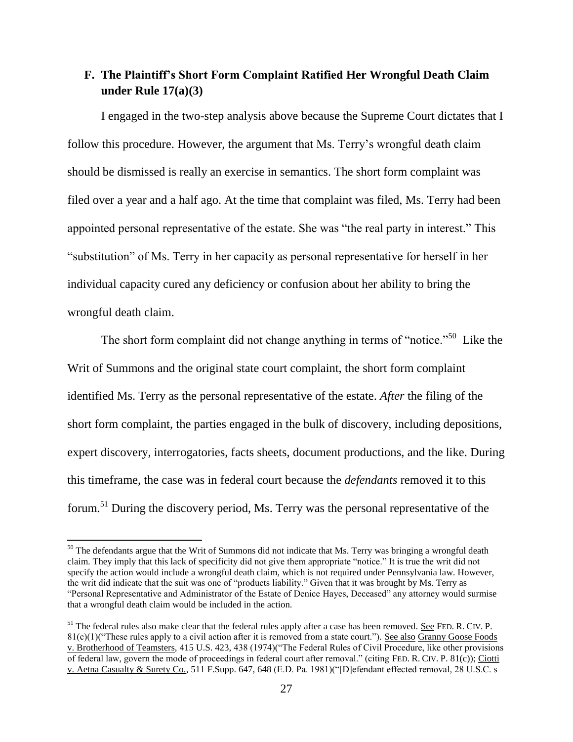## F. The Plaintiff's Short Form Complaint Ratified Her Wrongful Death Claim under Rule 17(a)(3)

I engaged in the two-step analysis above because the Supreme Court dictates that I follow this procedure. However, the argument that Ms. Terry's wrongful death claim should be dismissed is really an exercise in semantics. The short form complaint was filed over a year and a half ago. At the time that complaint was filed, Ms. Terry had been appointed personal representative of the estate. She was "the real party in interest." This "substitution" of Ms. Terry in her capacity as personal representative for herself in her individual capacity cured any deficiency or confusion about her ability to bring the wrongful death claim.

The short form complaint did not change anything in terms of "notice."[50] Like the Writ of Summons and the original state court complaint, the short form complaint identified Ms. Terry as the personal representative of the estate. *After* the filing of the short form complaint, the parties engaged in the bulk of discovery, including depositions, expert discovery, interrogatories, facts sheets, document productions, and the like. During this timeframe, the case was in federal court because the *defendants* removed it to this forum.[51] During the discovery period, Ms. Terry was the personal representative of the

---

[50] The defendants argue that the Writ of Summons did not indicate that Ms. Terry was bringing a wrongful death claim. They imply that this lack of specificity did not give them appropriate "notice." It is true the writ did not specify the action would include a wrongful death claim, which is not required under Pennsylvania law. However, the writ did indicate that the suit was one of "products liability." Given that it was brought by Ms. Terry as "Personal Representative and Administrator of the Estate of Denice Hayes, Deceased" any attorney would surmise that a wrongful death claim would be included in the action.

[51] The federal rules also make clear that the federal rules apply after a case has been removed. See FED. R. CIV. P. 81(c)(1)("These rules apply to a civil action after it is removed from a state court."). See also Granny Goose Foods v. Brotherhood of Teamsters, 415 U.S. 423, 438 (1974)("The Federal Rules of Civil Procedure, like other provisions of federal law, govern the mode of proceedings in federal court after removal." (citing FED. R. CIV. P. 81(c)); Ciotti v. Aetna Casualty & Surety Co., 511 F.Supp. 647, 648 (E.D. Pa. 1981)("[D]efendant effected removal, 28 U.S.C. s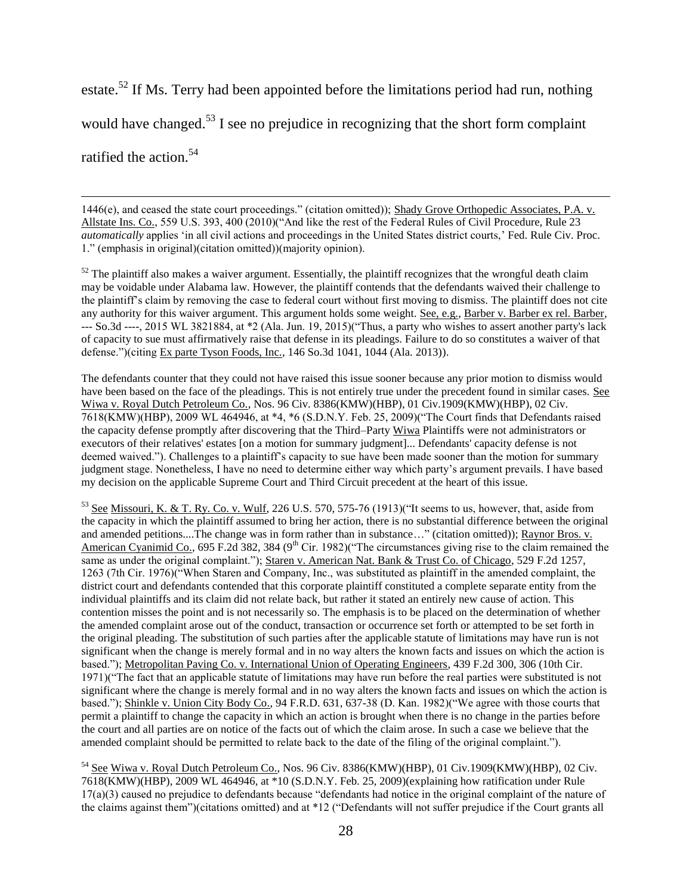estate.[52] If Ms. Terry had been appointed before the limitations period had run, nothing would have changed.[53] I see no prejudice in recognizing that the short form complaint ratified the action.[54]

---

1446(e), and ceased the state court proceedings." (citation omitted)); Shady Grove Orthopedic Associates, P.A. v. Allstate Ins. Co., 559 U.S. 393, 400 (2010)("And like the rest of the Federal Rules of Civil Procedure, Rule 23 *automatically* applies 'in all civil actions and proceedings in the United States district courts,' Fed. Rule Civ. Proc. 1." (emphasis in original)(citation omitted))(majority opinion).

[52] The plaintiff also makes a waiver argument. Essentially, the plaintiff recognizes that the wrongful death claim may be voidable under Alabama law. However, the plaintiff contends that the defendants waived their challenge to the plaintiff's claim by removing the case to federal court without first moving to dismiss. The plaintiff does not cite any authority for this waiver argument. This argument holds some weight. See, e.g., Barber v. Barber ex rel. Barber, --- So.3d ----, 2015 WL 3821884, at *2 (Ala. Jun. 19, 2015)("Thus, a party who wishes to assert another party's lack of capacity to sue must affirmatively raise that defense in its pleadings. Failure to do so constitutes a waiver of that defense.")(citing Ex parte Tyson Foods, Inc., 146 So.3d 1041, 1044 (Ala. 2013)).

The defendants counter that they could not have raised this issue sooner because any prior motion to dismiss would have been based on the face of the pleadings. This is not entirely true under the precedent found in similar cases. See Wiwa v. Royal Dutch Petroleum Co., Nos. 96 Civ. 8386(KMW)(HBP), 01 Civ.1909(KMW)(HBP), 02 Civ. 7618(KMW)(HBP), 2009 WL 464946, at *4, *6 (S.D.N.Y. Feb. 25, 2009)("The Court finds that Defendants raised the capacity defense promptly after discovering that the Third–Party Wiwa Plaintiffs were not administrators or executors of their relatives' estates [on a motion for summary judgment]... Defendants' capacity defense is not deemed waived."). Challenges to a plaintiff's capacity to sue have been made sooner than the motion for summary judgment stage. Nonetheless, I have no need to determine either way which party's argument prevails. I have based my decision on the applicable Supreme Court and Third Circuit precedent at the heart of this issue.

[53] See Missouri, K. & T. Ry. Co. v. Wulf, 226 U.S. 570, 575-76 (1913)("It seems to us, however, that, aside from the capacity in which the plaintiff assumed to bring her action, there is no substantial difference between the original and amended petitions....The change was in form rather than in substance…" (citation omitted)); Raynor Bros. v. American Cyanimid Co., 695 F.2d 382, 384 (9th Cir. 1982)("The circumstances giving rise to the claim remained the same as under the original complaint."); Staren v. American Nat. Bank & Trust Co. of Chicago, 529 F.2d 1257, 1263 (7th Cir. 1976)("When Staren and Company, Inc., was substituted as plaintiff in the amended complaint, the district court and defendants contended that this corporate plaintiff constituted a complete separate entity from the individual plaintiffs and its claim did not relate back, but rather it stated an entirely new cause of action. This contention misses the point and is not necessarily so. The emphasis is to be placed on the determination of whether the amended complaint arose out of the conduct, transaction or occurrence set forth or attempted to be set forth in the original pleading. The substitution of such parties after the applicable statute of limitations may have run is not significant when the change is merely formal and in no way alters the known facts and issues on which the action is based."); Metropolitan Paving Co. v. International Union of Operating Engineers, 439 F.2d 300, 306 (10th Cir. 1971)("The fact that an applicable statute of limitations may have run before the real parties were substituted is not significant where the change is merely formal and in no way alters the known facts and issues on which the action is based."); Shinkle v. Union City Body Co., 94 F.R.D. 631, 637-38 (D. Kan. 1982)("We agree with those courts that permit a plaintiff to change the capacity in which an action is brought when there is no change in the parties before the court and all parties are on notice of the facts out of which the claim arose. In such a case we believe that the amended complaint should be permitted to relate back to the date of the filing of the original complaint.").

[54] See Wiwa v. Royal Dutch Petroleum Co., Nos. 96 Civ. 8386(KMW)(HBP), 01 Civ.1909(KMW)(HBP), 02 Civ. 7618(KMW)(HBP), 2009 WL 464946, at *10 (S.D.N.Y. Feb. 25, 2009)(explaining how ratification under Rule 17(a)(3) caused no prejudice to defendants because "defendants had notice in the original complaint of the nature of the claims against them")(citations omitted) and at *12 ("Defendants will not suffer prejudice if the Court grants all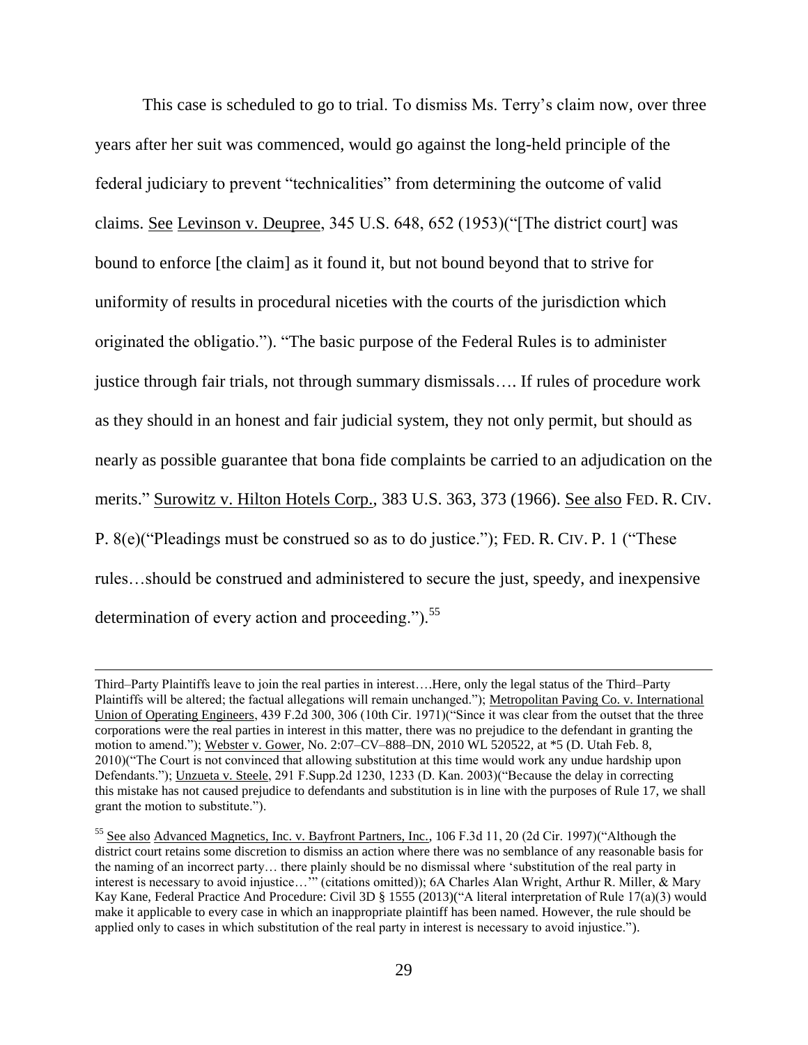This case is scheduled to go to trial. To dismiss Ms. Terry's claim now, over three years after her suit was commenced, would go against the long-held principle of the federal judiciary to prevent "technicalities" from determining the outcome of valid claims. See Levinson v. Deupree, 345 U.S. 648, 652 (1953)("[The district court] was bound to enforce [the claim] as it found it, but not bound beyond that to strive for uniformity of results in procedural niceties with the courts of the jurisdiction which originated the obligatio."). "The basic purpose of the Federal Rules is to administer justice through fair trials, not through summary dismissals…. If rules of procedure work as they should in an honest and fair judicial system, they not only permit, but should as nearly as possible guarantee that bona fide complaints be carried to an adjudication on the merits." Surowitz v. Hilton Hotels Corp., 383 U.S. 363, 373 (1966). See also FED. R. CIV. P. 8(e)("Pleadings must be construed so as to do justice."); FED. R. CIV. P. 1 ("These rules…should be construed and administered to secure the just, speedy, and inexpensive determination of every action and proceeding.").[55]

---

Third–Party Plaintiffs leave to join the real parties in interest….Here, only the legal status of the Third–Party Plaintiffs will be altered; the factual allegations will remain unchanged."); Metropolitan Paving Co. v. International Union of Operating Engineers, 439 F.2d 300, 306 (10th Cir. 1971)("Since it was clear from the outset that the three corporations were the real parties in interest in this matter, there was no prejudice to the defendant in granting the motion to amend."); Webster v. Gower, No. 2:07–CV–888–DN, 2010 WL 520522, at *5 (D. Utah Feb. 8, 2010)("The Court is not convinced that allowing substitution at this time would work any undue hardship upon Defendants."); Unzueta v. Steele, 291 F.Supp.2d 1230, 1233 (D. Kan. 2003)("Because the delay in correcting this mistake has not caused prejudice to defendants and substitution is in line with the purposes of Rule 17, we shall grant the motion to substitute.").

[55] See also Advanced Magnetics, Inc. v. Bayfront Partners, Inc., 106 F.3d 11, 20 (2d Cir. 1997)("Although the district court retains some discretion to dismiss an action where there was no semblance of any reasonable basis for the naming of an incorrect party… there plainly should be no dismissal where 'substitution of the real party in interest is necessary to avoid injustice…'" (citations omitted)); 6A Charles Alan Wright, Arthur R. Miller, & Mary Kay Kane, Federal Practice And Procedure: Civil 3D § 1555 (2013)("A literal interpretation of Rule 17(a)(3) would make it applicable to every case in which an inappropriate plaintiff has been named. However, the rule should be applied only to cases in which substitution of the real party in interest is necessary to avoid injustice.").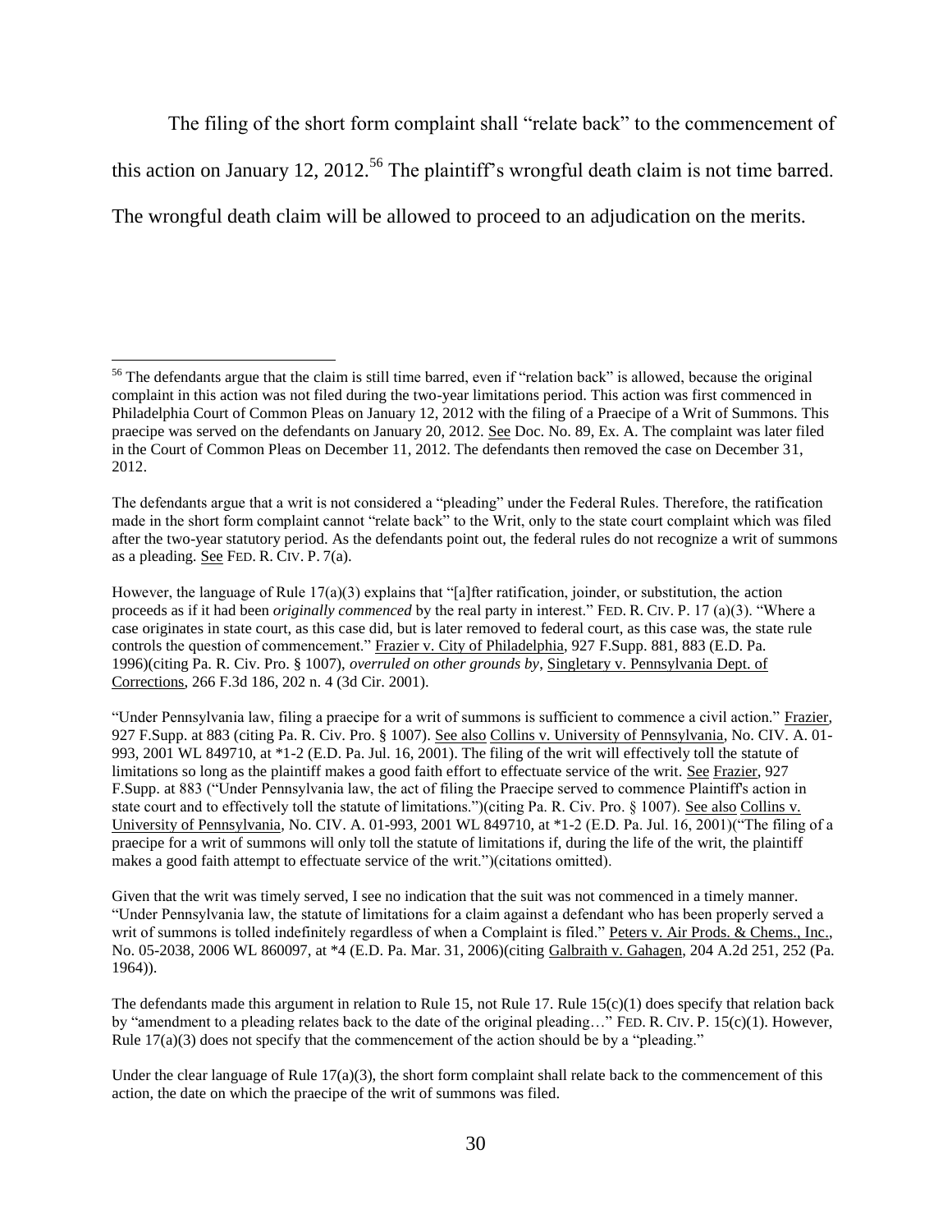The filing of the short form complaint shall "relate back" to the commencement of this action on January 12, 2012.[56] The plaintiff's wrongful death claim is not time barred. The wrongful death claim will be allowed to proceed to an adjudication on the merits.

---

[56] The defendants argue that the claim is still time barred, even if "relation back" is allowed, because the original complaint in this action was not filed during the two-year limitations period. This action was first commenced in Philadelphia Court of Common Pleas on January 12, 2012 with the filing of a Praecipe of a Writ of Summons. This praecipe was served on the defendants on January 20, 2012. See Doc. No. 89, Ex. A. The complaint was later filed in the Court of Common Pleas on December 11, 2012. The defendants then removed the case on December 31, 2012.

The defendants argue that a writ is not considered a "pleading" under the Federal Rules. Therefore, the ratification made in the short form complaint cannot "relate back" to the Writ, only to the state court complaint which was filed after the two-year statutory period. As the defendants point out, the federal rules do not recognize a writ of summons as a pleading. See FED. R. CIV. P. 7(a).

However, the language of Rule 17(a)(3) explains that "[a]fter ratification, joinder, or substitution, the action proceeds as if it had been *originally commenced* by the real party in interest." FED. R. CIV. P. 17 (a)(3). "Where a case originates in state court, as this case did, but is later removed to federal court, as this case was, the state rule controls the question of commencement." Frazier v. City of Philadelphia, 927 F.Supp. 881, 883 (E.D. Pa. 1996)(citing Pa. R. Civ. Pro. § 1007), *overruled on other grounds by*, Singletary v. Pennsylvania Dept. of Corrections, 266 F.3d 186, 202 n. 4 (3d Cir. 2001).

"Under Pennsylvania law, filing a praecipe for a writ of summons is sufficient to commence a civil action." Frazier, 927 F.Supp. at 883 (citing Pa. R. Civ. Pro. § 1007). See also Collins v. University of Pennsylvania, No. CIV. A. 01-993, 2001 WL 849710, at *1-2 (E.D. Pa. Jul. 16, 2001). The filing of the writ will effectively toll the statute of limitations so long as the plaintiff makes a good faith effort to effectuate service of the writ. See Frazier, 927 F.Supp. at 883 ("Under Pennsylvania law, the act of filing the Praecipe served to commence Plaintiff's action in state court and to effectively toll the statute of limitations.")(citing Pa. R. Civ. Pro. § 1007). See also Collins v. University of Pennsylvania, No. CIV. A. 01-993, 2001 WL 849710, at *1-2 (E.D. Pa. Jul. 16, 2001)("The filing of a praecipe for a writ of summons will only toll the statute of limitations if, during the life of the writ, the plaintiff makes a good faith attempt to effectuate service of the writ.")(citations omitted).

Given that the writ was timely served, I see no indication that the suit was not commenced in a timely manner. "Under Pennsylvania law, the statute of limitations for a claim against a defendant who has been properly served a writ of summons is tolled indefinitely regardless of when a Complaint is filed." Peters v. Air Prods. & Chems., Inc., No. 05-2038, 2006 WL 860097, at *4 (E.D. Pa. Mar. 31, 2006)(citing Galbraith v. Gahagen, 204 A.2d 251, 252 (Pa. 1964)).

The defendants made this argument in relation to Rule 15, not Rule 17. Rule 15(c)(1) does specify that relation back by "amendment to a pleading relates back to the date of the original pleading…" FED. R. CIV. P. 15(c)(1). However, Rule 17(a)(3) does not specify that the commencement of the action should be by a "pleading."

Under the clear language of Rule 17(a)(3), the short form complaint shall relate back to the commencement of this action, the date on which the praecipe of the writ of summons was filed.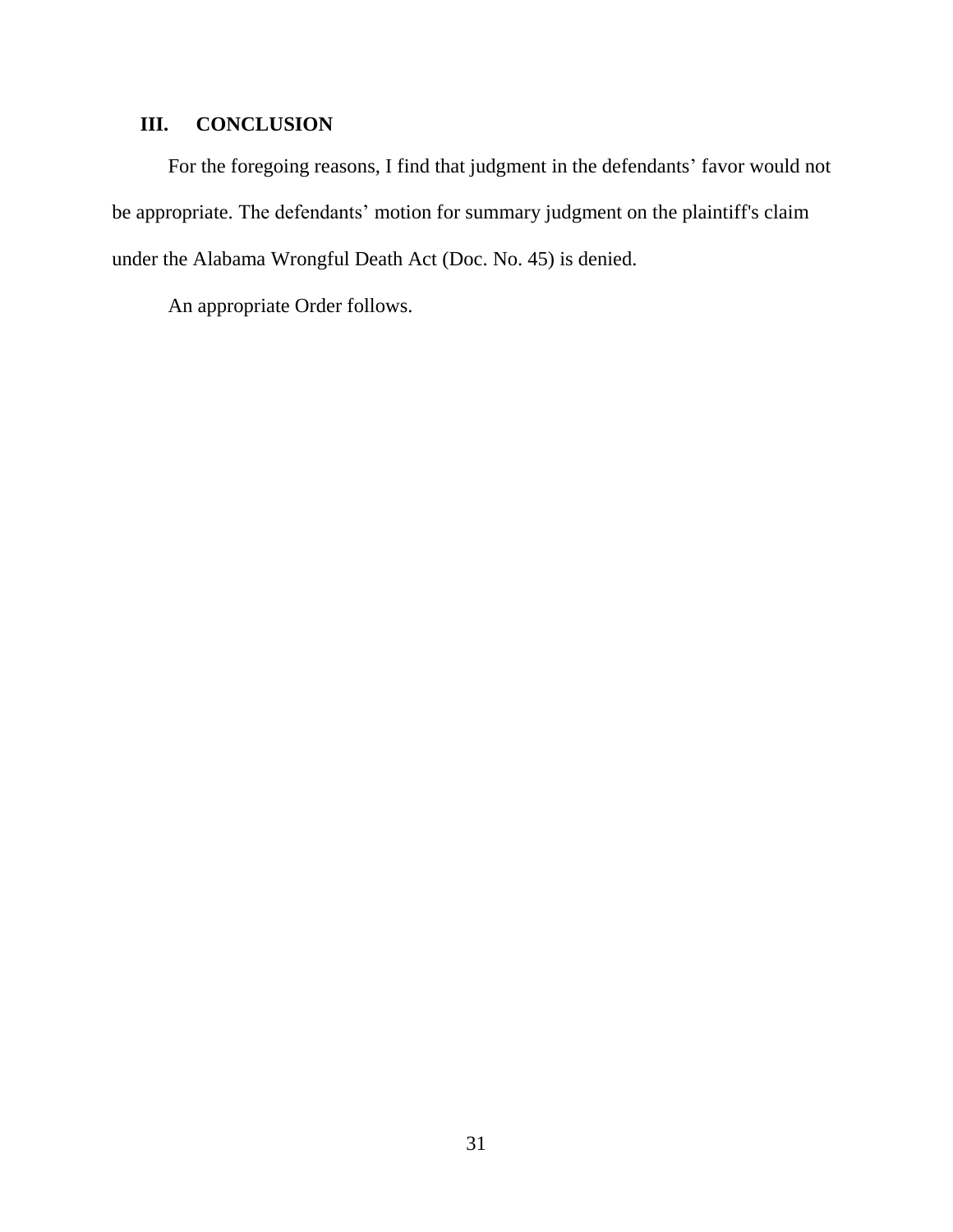## III. CONCLUSION

For the foregoing reasons, I find that judgment in the defendants' favor would not be appropriate. The defendants' motion for summary judgment on the plaintiff's claim under the Alabama Wrongful Death Act (Doc. No. 45) is denied.

An appropriate Order follows.